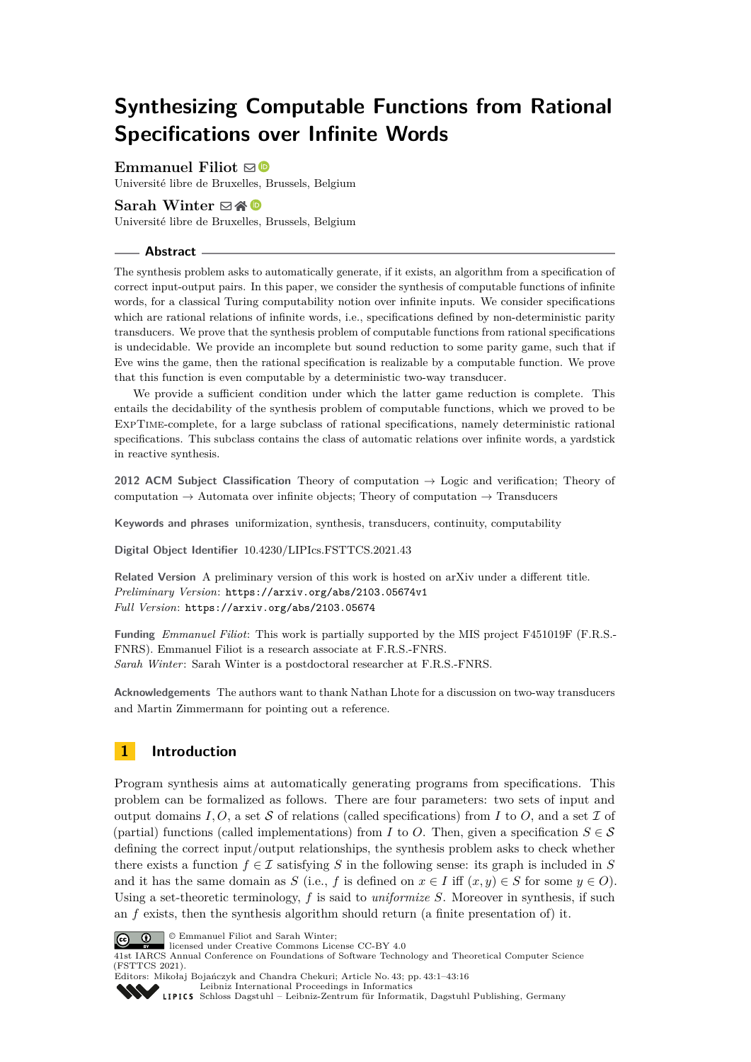# Synthesizing Computable Functions from Rational Specifications over Infinite Words

**Emmanuel Filiot**
Université libre de Bruxelles, Brussels, Belgium

**Sarah Winter**
Université libre de Bruxelles, Brussels, Belgium

## Abstract

The synthesis problem asks to automatically generate, if it exists, an algorithm from a specification of correct input-output pairs. In this paper, we consider the synthesis of computable functions of infinite words, for a classical Turing computability notion over infinite inputs. We consider specifications which are rational relations of infinite words, i.e., specifications defined by non-deterministic parity transducers. We prove that the synthesis problem of computable functions from rational specifications is undecidable. We provide an incomplete but sound reduction to some parity game, such that if Eve wins the game, then the rational specification is realizable by a computable function. We prove that this function is even computable by a deterministic two-way transducer.

We provide a sufficient condition under which the latter game reduction is complete. This entails the decidability of the synthesis problem of computable functions, which we proved to be ExpTime-complete, for a large subclass of rational specifications, namely deterministic rational specifications. This subclass contains the class of automatic relations over infinite words, a yardstick in reactive synthesis.

**2012 ACM Subject Classification** Theory of computation → Logic and verification; Theory of computation → Automata over infinite objects; Theory of computation → Transducers

**Keywords and phrases** uniformization, synthesis, transducers, continuity, computability

**Digital Object Identifier** 10.4230/LIPIcs.FSTTCS.2021.43

**Related Version** A preliminary version of this work is hosted on arXiv under a different title.
*Preliminary Version*: https://arxiv.org/abs/2103.05674v1
*Full Version*: https://arxiv.org/abs/2103.05674

**Funding** *Emmanuel Filiot*: This work is partially supported by the MIS project F451019F (F.R.S.-FNRS). Emmanuel Filiot is a research associate at F.R.S.-FNRS.
*Sarah Winter*: Sarah Winter is a postdoctoral researcher at F.R.S.-FNRS.

**Acknowledgements** The authors want to thank Nathan Lhote for a discussion on two-way transducers and Martin Zimmermann for pointing out a reference.

## 1 Introduction

Program synthesis aims at automatically generating programs from specifications. This problem can be formalized as follows. There are four parameters: two sets of input and output domains $I, O$, a set $\mathcal{S}$ of relations (called specifications) from $I$ to $O$, and a set $\mathcal{I}$ of (partial) functions (called implementations) from $I$ to $O$. Then, given a specification $S \in \mathcal{S}$ defining the correct input/output relationships, the synthesis problem asks to check whether there exists a function $f \in \mathcal{I}$ satisfying $S$ in the following sense: its graph is included in $S$ and it has the same domain as $S$ (i.e., $f$ is defined on $x \in I$ iff $(x, y) \in S$ for some $y \in O$). Using a set-theoretic terminology, $f$ is said to *uniformize* $S$. Moreover in synthesis, if such an $f$ exists, then the synthesis algorithm should return (a finite presentation of) it.

© Emmanuel Filiot and Sarah Winter;
licensed under Creative Commons License CC-BY 4.0
41st IARCS Annual Conference on Foundations of Software Technology and Theoretical Computer Science (FSTTCS 2021).
Editors: Mikołaj Bojańczyk and Chandra Chekuri; Article No. 43; pp. 43:1–43:16
Leibniz International Proceedings in Informatics
Schloss Dagstuhl – Leibniz-Zentrum für Informatik, Dagstuhl Publishing, Germany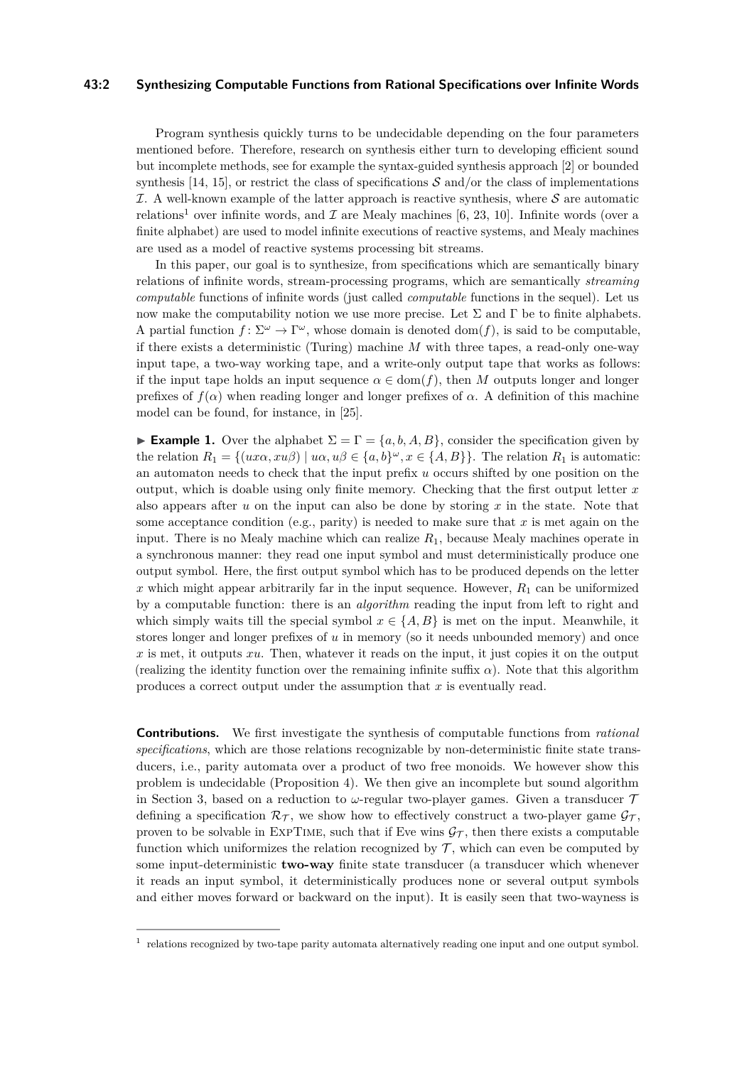Program synthesis quickly turns to be undecidable depending on the four parameters mentioned before. Therefore, research on synthesis either turn to developing efficient sound but incomplete methods, see for example the syntax-guided synthesis approach [2] or bounded synthesis [14, 15], or restrict the class of specifications $\mathcal{S}$ and/or the class of implementations $\mathcal{I}$. A well-known example of the latter approach is reactive synthesis, where $\mathcal{S}$ are automatic relations[1] over infinite words, and $\mathcal{I}$ are Mealy machines [6, 23, 10]. Infinite words (over a finite alphabet) are used to model infinite executions of reactive systems, and Mealy machines are used as a model of reactive systems processing bit streams.

In this paper, our goal is to synthesize, from specifications which are semantically binary relations of infinite words, stream-processing programs, which are semantically *streaming computable* functions of infinite words (just called *computable* functions in the sequel). Let us now make the computability notion we use more precise. Let $\Sigma$ and $\Gamma$ be to finite alphabets. A partial function $f\colon \Sigma^\omega \to \Gamma^\omega$, whose domain is denoted $\mathrm{dom}(f)$, is said to be computable, if there exists a deterministic (Turing) machine $M$ with three tapes, a read-only one-way input tape, a two-way working tape, and a write-only output tape that works as follows: if the input tape holds an input sequence $\alpha \in \mathrm{dom}(f)$, then $M$ outputs longer and longer prefixes of $f(\alpha)$ when reading longer and longer prefixes of $\alpha$. A definition of this machine model can be found, for instance, in [25].

▶ **Example 1.** Over the alphabet $\Sigma = \Gamma = \{a, b, A, B\}$, consider the specification given by the relation $R_1 = \{(ux\alpha, xu\beta) \mid u\alpha, u\beta \in \{a, b\}^\omega, x \in \{A, B\}\}$. The relation $R_1$ is automatic: an automaton needs to check that the input prefix $u$ occurs shifted by one position on the output, which is doable using only finite memory. Checking that the first output letter $x$ also appears after $u$ on the input can also be done by storing $x$ in the state. Note that some acceptance condition (e.g., parity) is needed to make sure that $x$ is met again on the input. There is no Mealy machine which can realize $R_1$, because Mealy machines operate in a synchronous manner: they read one input symbol and must deterministically produce one output symbol. Here, the first output symbol which has to be produced depends on the letter $x$ which might appear arbitrarily far in the input sequence. However, $R_1$ can be uniformized by a computable function: there is an *algorithm* reading the input from left to right and which simply waits till the special symbol $x \in \{A, B\}$ is met on the input. Meanwhile, it stores longer and longer prefixes of $u$ in memory (so it needs unbounded memory) and once $x$ is met, it outputs $xu$. Then, whatever it reads on the input, it just copies it on the output (realizing the identity function over the remaining infinite suffix $\alpha$). Note that this algorithm produces a correct output under the assumption that $x$ is eventually read.

**Contributions.** We first investigate the synthesis of computable functions from *rational specifications*, which are those relations recognizable by non-deterministic finite state transducers, i.e., parity automata over a product of two free monoids. We however show this problem is undecidable (Proposition 4). We then give an incomplete but sound algorithm in Section 3, based on a reduction to $\omega$-regular two-player games. Given a transducer $\mathcal{T}$ defining a specification $\mathcal{R}_\mathcal{T}$, we show how to effectively construct a two-player game $\mathcal{G}_\mathcal{T}$, proven to be solvable in ExpTime, such that if Eve wins $\mathcal{G}_\mathcal{T}$, then there exists a computable function which uniformizes the relation recognized by $\mathcal{T}$, which can even be computed by some input-deterministic **two-way** finite state transducer (a transducer which whenever it reads an input symbol, it deterministically produces none or several output symbols and either moves forward or backward on the input). It is easily seen that two-wayness is

[1] relations recognized by two-tape parity automata alternatively reading one input and one output symbol.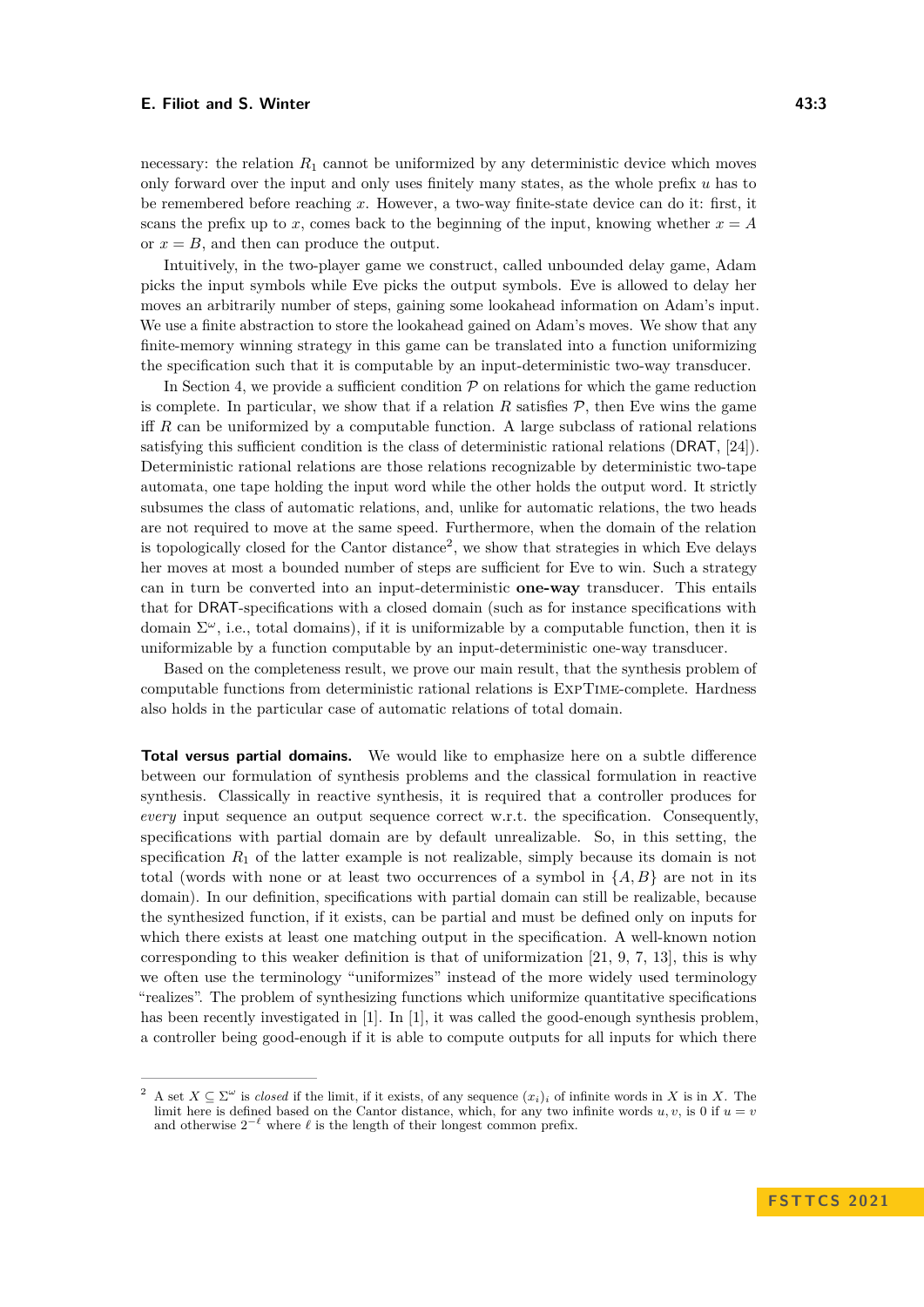necessary: the relation $R_1$ cannot be uniformized by any deterministic device which moves only forward over the input and only uses finitely many states, as the whole prefix $u$ has to be remembered before reaching $x$. However, a two-way finite-state device can do it: first, it scans the prefix up to $x$, comes back to the beginning of the input, knowing whether $x = A$ or $x = B$, and then can produce the output.

Intuitively, in the two-player game we construct, called unbounded delay game, Adam picks the input symbols while Eve picks the output symbols. Eve is allowed to delay her moves an arbitrarily number of steps, gaining some lookahead information on Adam's input. We use a finite abstraction to store the lookahead gained on Adam's moves. We show that any finite-memory winning strategy in this game can be translated into a function uniformizing the specification such that it is computable by an input-deterministic two-way transducer.

In Section 4, we provide a sufficient condition $\mathcal{P}$ on relations for which the game reduction is complete. In particular, we show that if a relation $R$ satisfies $\mathcal{P}$, then Eve wins the game iff $R$ can be uniformized by a computable function. A large subclass of rational relations satisfying this sufficient condition is the class of deterministic rational relations (DRAT, [24]). Deterministic rational relations are those relations recognizable by deterministic two-tape automata, one tape holding the input word while the other holds the output word. It strictly subsumes the class of automatic relations, and, unlike for automatic relations, the two heads are not required to move at the same speed. Furthermore, when the domain of the relation is topologically closed for the Cantor distance[2], we show that strategies in which Eve delays her moves at most a bounded number of steps are sufficient for Eve to win. Such a strategy can in turn be converted into an input-deterministic **one-way** transducer. This entails that for DRAT-specifications with a closed domain (such as for instance specifications with domain $\Sigma^\omega$, i.e., total domains), if it is uniformizable by a computable function, then it is uniformizable by a function computable by an input-deterministic one-way transducer.

Based on the completeness result, we prove our main result, that the synthesis problem of computable functions from deterministic rational relations is ExpTime-complete. Hardness also holds in the particular case of automatic relations of total domain.

**Total versus partial domains.** We would like to emphasize here on a subtle difference between our formulation of synthesis problems and the classical formulation in reactive synthesis. Classically in reactive synthesis, it is required that a controller produces for *every* input sequence an output sequence correct w.r.t. the specification. Consequently, specifications with partial domain are by default unrealizable. So, in this setting, the specification $R_1$ of the latter example is not realizable, simply because its domain is not total (words with none or at least two occurrences of a symbol in $\{A, B\}$ are not in its domain). In our definition, specifications with partial domain can still be realizable, because the synthesized function, if it exists, can be partial and must be defined only on inputs for which there exists at least one matching output in the specification. A well-known notion corresponding to this weaker definition is that of uniformization [21, 9, 7, 13], this is why we often use the terminology "uniformizes" instead of the more widely used terminology "realizes". The problem of synthesizing functions which uniformize quantitative specifications has been recently investigated in [1]. In [1], it was called the good-enough synthesis problem, a controller being good-enough if it is able to compute outputs for all inputs for which there

---

[2] A set $X \subseteq \Sigma^\omega$ is *closed* if the limit, if it exists, of any sequence $(x_i)_i$ of infinite words in $X$ is in $X$. The limit here is defined based on the Cantor distance, which, for any two infinite words $u, v$, is 0 if $u = v$ and otherwise $2^{-\ell}$ where $\ell$ is the length of their longest common prefix.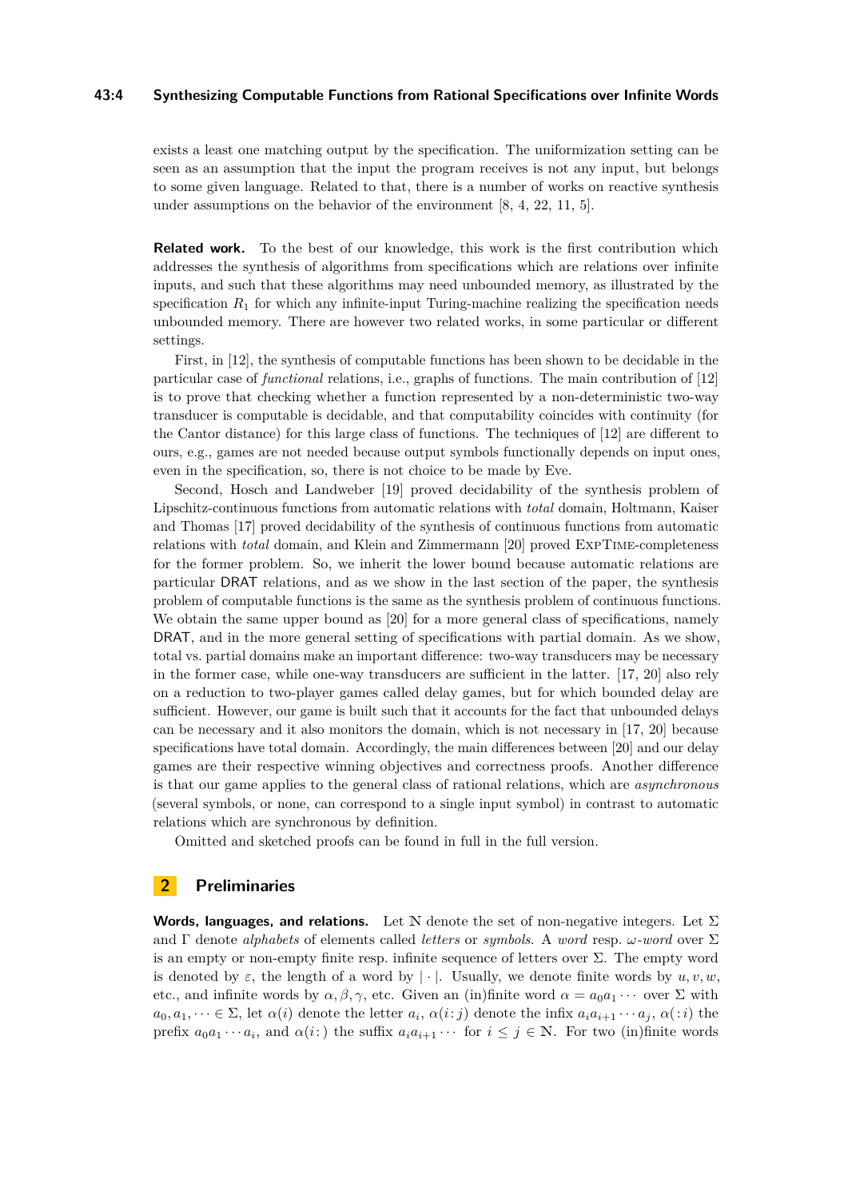exists a least one matching output by the specification. The uniformization setting can be seen as an assumption that the input the program receives is not any input, but belongs to some given language. Related to that, there is a number of works on reactive synthesis under assumptions on the behavior of the environment [8, 4, 22, 11, 5].

**Related work.** To the best of our knowledge, this work is the first contribution which addresses the synthesis of algorithms from specifications which are relations over infinite inputs, and such that these algorithms may need unbounded memory, as illustrated by the specification $R_1$ for which any infinite-input Turing-machine realizing the specification needs unbounded memory. There are however two related works, in some particular or different settings.

First, in [12], the synthesis of computable functions has been shown to be decidable in the particular case of *functional* relations, i.e., graphs of functions. The main contribution of [12] is to prove that checking whether a function represented by a non-deterministic two-way transducer is computable is decidable, and that computability coincides with continuity (for the Cantor distance) for this large class of functions. The techniques of [12] are different to ours, e.g., games are not needed because output symbols functionally depends on input ones, even in the specification, so, there is not choice to be made by Eve.

Second, Hosch and Landweber [19] proved decidability of the synthesis problem of Lipschitz-continuous functions from automatic relations with *total* domain, Holtmann, Kaiser and Thomas [17] proved decidability of the synthesis of continuous functions from automatic relations with *total* domain, and Klein and Zimmermann [20] proved ExpTime-completeness for the former problem. So, we inherit the lower bound because automatic relations are particular DRAT relations, and as we show in the last section of the paper, the synthesis problem of computable functions is the same as the synthesis problem of continuous functions. We obtain the same upper bound as [20] for a more general class of specifications, namely DRAT, and in the more general setting of specifications with partial domain. As we show, total vs. partial domains make an important difference: two-way transducers may be necessary in the former case, while one-way transducers are sufficient in the latter. [17, 20] also rely on a reduction to two-player games called delay games, but for which bounded delay are sufficient. However, our game is built such that it accounts for the fact that unbounded delays can be necessary and it also monitors the domain, which is not necessary in [17, 20] because specifications have total domain. Accordingly, the main differences between [20] and our delay games are their respective winning objectives and correctness proofs. Another difference is that our game applies to the general class of rational relations, which are *asynchronous* (several symbols, or none, can correspond to a single input symbol) in contrast to automatic relations which are synchronous by definition.

Omitted and sketched proofs can be found in full in the full version.

## 2 Preliminaries

**Words, languages, and relations.** Let $\mathbb{N}$ denote the set of non-negative integers. Let $\Sigma$ and $\Gamma$ denote *alphabets* of elements called *letters* or *symbols*. A *word* resp. $\omega$-*word* over $\Sigma$ is an empty or non-empty finite resp. infinite sequence of letters over $\Sigma$. The empty word is denoted by $\varepsilon$, the length of a word by $|\cdot|$. Usually, we denote finite words by $u, v, w$, etc., and infinite words by $\alpha, \beta, \gamma$, etc. Given an (in)finite word $\alpha = a_0a_1 \cdots$ over $\Sigma$ with $a_0, a_1, \cdots \in \Sigma$, let $\alpha(i)$ denote the letter $a_i$, $\alpha(i\colon j)$ denote the infix $a_ia_{i+1} \cdots a_j$, $\alpha(\colon i)$ the prefix $a_0a_1 \cdots a_i$, and $\alpha(i\colon)$ the suffix $a_ia_{i+1} \cdots$ for $i \leq j \in \mathbb{N}$. For two (in)finite words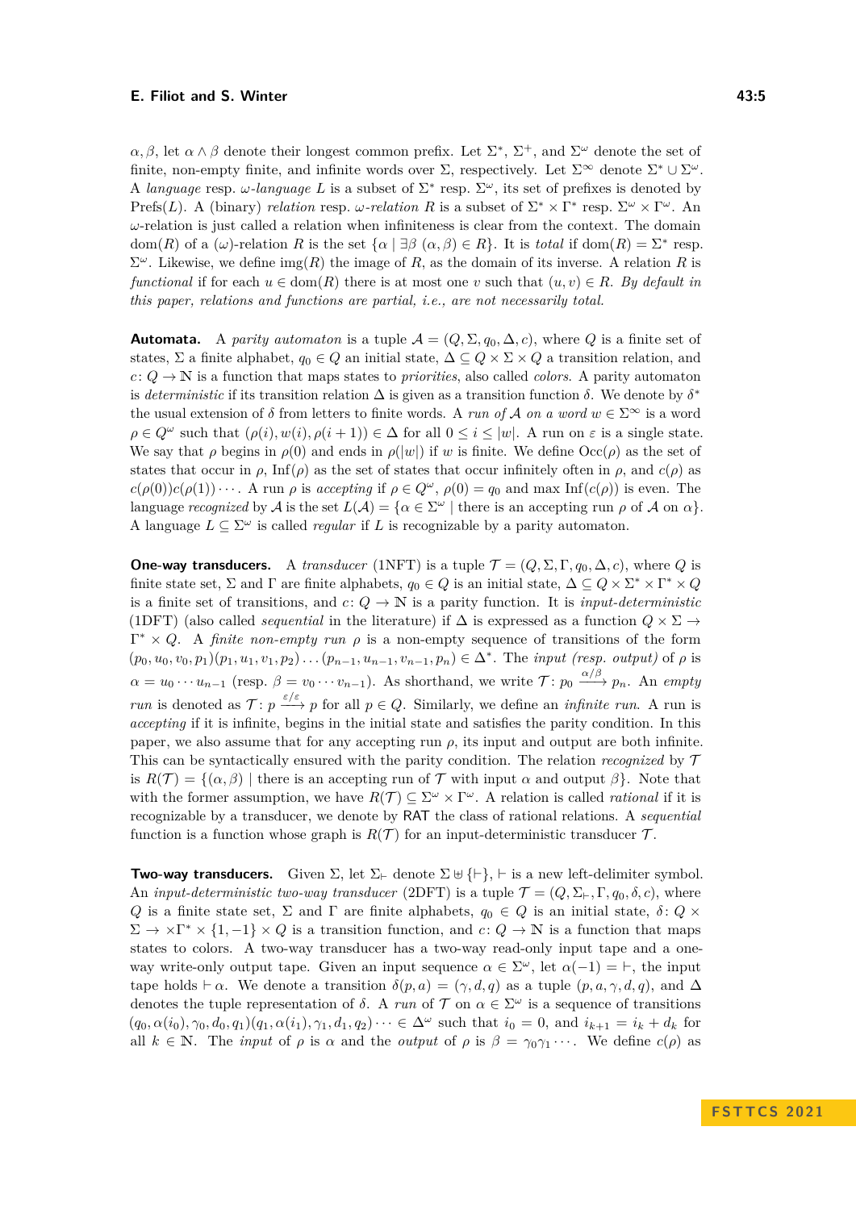$\alpha, \beta$, let $\alpha \wedge \beta$ denote their longest common prefix. Let $\Sigma^*$, $\Sigma^+$, and $\Sigma^\omega$ denote the set of finite, non-empty finite, and infinite words over $\Sigma$, respectively. Let $\Sigma^\infty$ denote $\Sigma^* \cup \Sigma^\omega$. A *language* resp. *$\omega$-language* $L$ is a subset of $\Sigma^*$ resp. $\Sigma^\omega$, its set of prefixes is denoted by $\text{Prefs}(L)$. A (binary) *relation* resp. *$\omega$-relation* $R$ is a subset of $\Sigma^* \times \Gamma^*$ resp. $\Sigma^\omega \times \Gamma^\omega$. An $\omega$-relation is just called a relation when infiniteness is clear from the context. The domain $\text{dom}(R)$ of a ($\omega$)-relation $R$ is the set $\{\alpha \mid \exists \beta\ (\alpha, \beta) \in R\}$. It is *total* if $\text{dom}(R) = \Sigma^*$ resp. $\Sigma^\omega$. Likewise, we define $\text{img}(R)$ the image of $R$, as the domain of its inverse. A relation $R$ is *functional* if for each $u \in \text{dom}(R)$ there is at most one $v$ such that $(u, v) \in R$. *By default in this paper, relations and functions are partial, i.e., are not necessarily total.*

**Automata.** A *parity automaton* is a tuple $\mathcal{A} = (Q, \Sigma, q_0, \Delta, c)$, where $Q$ is a finite set of states, $\Sigma$ a finite alphabet, $q_0 \in Q$ an initial state, $\Delta \subseteq Q \times \Sigma \times Q$ a transition relation, and $c \colon Q \to \mathbb{N}$ is a function that maps states to *priorities*, also called *colors*. A parity automaton is *deterministic* if its transition relation $\Delta$ is given as a transition function $\delta$. We denote by $\delta^*$ the usual extension of $\delta$ from letters to finite words. A *run of $\mathcal{A}$ on a word* $w \in \Sigma^\infty$ is a word $\rho \in Q^\omega$ such that $(\rho(i), w(i), \rho(i+1)) \in \Delta$ for all $0 \leq i \leq |w|$. A run on $\varepsilon$ is a single state. We say that $\rho$ begins in $\rho(0)$ and ends in $\rho(|w|)$ if $w$ is finite. We define $\text{Occ}(\rho)$ as the set of states that occur in $\rho$, $\text{Inf}(\rho)$ as the set of states that occur infinitely often in $\rho$, and $c(\rho)$ as $c(\rho(0))c(\rho(1))\cdots$. A run $\rho$ is *accepting* if $\rho \in Q^\omega$, $\rho(0) = q_0$ and $\max \text{Inf}(c(\rho))$ is even. The language *recognized* by $\mathcal{A}$ is the set $L(\mathcal{A}) = \{\alpha \in \Sigma^\omega \mid \text{there is an accepting run } \rho \text{ of } \mathcal{A} \text{ on } \alpha\}$. A language $L \subseteq \Sigma^\omega$ is called *regular* if $L$ is recognizable by a parity automaton.

**One-way transducers.** A *transducer* (1NFT) is a tuple $\mathcal{T} = (Q, \Sigma, \Gamma, q_0, \Delta, c)$, where $Q$ is finite state set, $\Sigma$ and $\Gamma$ are finite alphabets, $q_0 \in Q$ is an initial state, $\Delta \subseteq Q \times \Sigma^* \times \Gamma^* \times Q$ is a finite set of transitions, and $c \colon Q \to \mathbb{N}$ is a parity function. It is *input-deterministic* (1DFT) (also called *sequential* in the literature) if $\Delta$ is expressed as a function $Q \times \Sigma \to \Gamma^* \times Q$. A *finite non-empty run* $\rho$ is a non-empty sequence of transitions of the form $(p_0, u_0, v_0, p_1)(p_1, u_1, v_1, p_2) \dots (p_{n-1}, u_{n-1}, v_{n-1}, p_n) \in \Delta^*$. The *input (resp. output)* of $\rho$ is $\alpha = u_0 \cdots u_{n-1}$ (resp. $\beta = v_0 \cdots v_{n-1}$). As shorthand, we write $\mathcal{T} \colon p_0 \xrightarrow{\alpha/\beta} p_n$. An *empty run* is denoted as $\mathcal{T} \colon p \xrightarrow{\varepsilon/\varepsilon} p$ for all $p \in Q$. Similarly, we define an *infinite run*. A run is *accepting* if it is infinite, begins in the initial state and satisfies the parity condition. In this paper, we also assume that for any accepting run $\rho$, its input and output are both infinite. This can be syntactically ensured with the parity condition. The relation *recognized* by $\mathcal{T}$ is $R(\mathcal{T}) = \{(\alpha, \beta) \mid \text{there is an accepting run of } \mathcal{T} \text{ with input } \alpha \text{ and output } \beta\}$. Note that with the former assumption, we have $R(\mathcal{T}) \subseteq \Sigma^\omega \times \Gamma^\omega$. A relation is called *rational* if it is recognizable by a transducer, we denote by $\mathsf{RAT}$ the class of rational relations. A *sequential* function is a function whose graph is $R(\mathcal{T})$ for an input-deterministic transducer $\mathcal{T}$.

**Two-way transducers.** Given $\Sigma$, let $\Sigma_\vdash$ denote $\Sigma \uplus \{\vdash\}$, $\vdash$ is a new left-delimiter symbol. An *input-deterministic two-way transducer* (2DFT) is a tuple $\mathcal{T} = (Q, \Sigma_\vdash, \Gamma, q_0, \delta, c)$, where $Q$ is a finite state set, $\Sigma$ and $\Gamma$ are finite alphabets, $q_0 \in Q$ is an initial state, $\delta \colon Q \times \Sigma \to \times \Gamma^* \times \{1, -1\} \times Q$ is a transition function, and $c \colon Q \to \mathbb{N}$ is a function that maps states to colors. A two-way transducer has a two-way read-only input tape and a one-way write-only output tape. Given an input sequence $\alpha \in \Sigma^\omega$, let $\alpha(-1) = \vdash$, the input tape holds $\vdash \alpha$. We denote a transition $\delta(p, a) = (\gamma, d, q)$ as a tuple $(p, a, \gamma, d, q)$, and $\Delta$ denotes the tuple representation of $\delta$. A *run* of $\mathcal{T}$ on $\alpha \in \Sigma^\omega$ is a sequence of transitions $(q_0, \alpha(i_0), \gamma_0, d_0, q_1)(q_1, \alpha(i_1), \gamma_1, d_1, q_2) \cdots \in \Delta^\omega$ such that $i_0 = 0$, and $i_{k+1} = i_k + d_k$ for all $k \in \mathbb{N}$. The *input* of $\rho$ is $\alpha$ and the *output* of $\rho$ is $\beta = \gamma_0\gamma_1 \cdots$. We define $c(\rho)$ as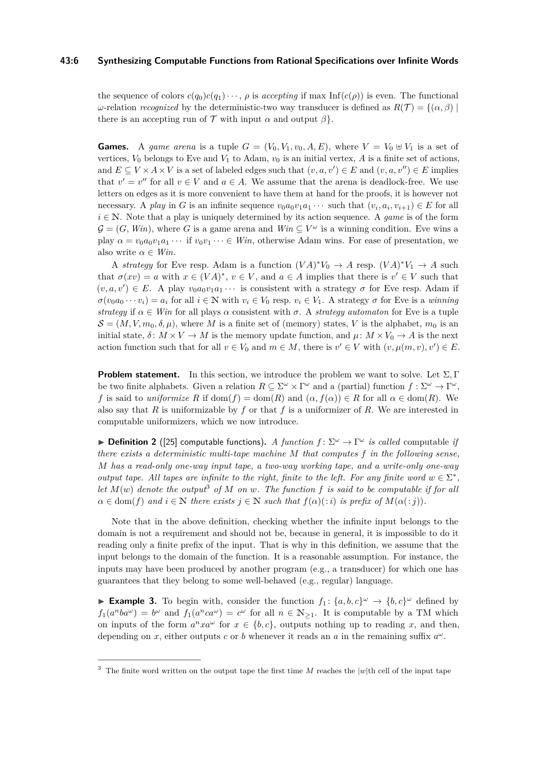the sequence of colors $c(q_0)c(q_1)\cdots$, $\rho$ is *accepting* if $\max \mathrm{Inf}(c(\rho))$ is even. The functional $\omega$-relation *recognized* by the deterministic-two way transducer is defined as $R(\mathcal{T}) = \{(\alpha, \beta) \mid$ there is an accepting run of $\mathcal{T}$ with input $\alpha$ and output $\beta\}$.

**Games.** A *game arena* is a tuple $G = (V_0, V_1, v_0, A, E)$, where $V = V_0 \uplus V_1$ is a set of vertices, $V_0$ belongs to Eve and $V_1$ to Adam, $v_0$ is an initial vertex, $A$ is a finite set of actions, and $E \subseteq V \times A \times V$ is a set of labeled edges such that $(v, a, v') \in E$ and $(v, a, v'') \in E$ implies that $v' = v''$ for all $v \in V$ and $a \in A$. We assume that the arena is deadlock-free. We use letters on edges as it is more convenient to have them at hand for the proofs, it is however not necessary. A *play* in $G$ is an infinite sequence $v_0a_0v_1a_1\cdots$ such that $(v_i, a_i, v_{i+1}) \in E$ for all $i \in \mathbb{N}$. Note that a play is uniquely determined by its action sequence. A *game* is of the form $\mathcal{G} = (G, Win)$, where $G$ is a game arena and $Win \subseteq V^\omega$ is a winning condition. Eve wins a play $\alpha = v_0a_0v_1a_1\cdots$ if $v_0v_1\cdots \in Win$, otherwise Adam wins. For ease of presentation, we also write $\alpha \in Win$.

A *strategy* for Eve resp. Adam is a function $(VA)^*V_0 \to A$ resp. $(VA)^*V_1 \to A$ such that $\sigma(xv) = a$ with $x \in (VA)^*$, $v \in V$, and $a \in A$ implies that there is $v' \in V$ such that $(v, a, v') \in E$. A play $v_0a_0v_1a_1\cdots$ is consistent with a strategy $\sigma$ for Eve resp. Adam if $\sigma(v_0a_0\cdots v_i) = a_i$ for all $i \in \mathbb{N}$ with $v_i \in V_0$ resp. $v_i \in V_1$. A strategy $\sigma$ for Eve is a *winning strategy* if $\alpha \in Win$ for all plays $\alpha$ consistent with $\sigma$. A *strategy automaton* for Eve is a tuple $\mathcal{S} = (M, V, m_0, \delta, \mu)$, where $M$ is a finite set of (memory) states, $V$ is the alphabet, $m_0$ is an initial state, $\delta\colon M \times V \to M$ is the memory update function, and $\mu\colon M \times V_0 \to A$ is the next action function such that for all $v \in V_0$ and $m \in M$, there is $v' \in V$ with $(v, \mu(m, v), v') \in E$.

**Problem statement.** In this section, we introduce the problem we want to solve. Let $\Sigma, \Gamma$ be two finite alphabets. Given a relation $R \subseteq \Sigma^\omega \times \Gamma^\omega$ and a (partial) function $f : \Sigma^\omega \to \Gamma^\omega$, $f$ is said to *uniformize* $R$ if $\mathrm{dom}(f) = \mathrm{dom}(R)$ and $(\alpha, f(\alpha)) \in R$ for all $\alpha \in \mathrm{dom}(R)$. We also say that $R$ is uniformizable by $f$ or that $f$ is a uniformizer of $R$. We are interested in computable uniformizers, which we now introduce.

▶ **Definition 2** ([25] computable functions). *A function $f\colon \Sigma^\omega \to \Gamma^\omega$ is called* computable *if there exists a deterministic multi-tape machine $M$ that computes $f$ in the following sense, $M$ has a read-only one-way input tape, a two-way working tape, and a write-only one-way output tape. All tapes are infinite to the right, finite to the left. For any finite word $w \in \Sigma^*$, let $M(w)$ denote the output[3] of $M$ on $w$. The function $f$ is said to be computable if for all $\alpha \in \mathrm{dom}(f)$ and $i \in \mathbb{N}$ there exists $j \in \mathbb{N}$ such that $f(\alpha)(:i)$ is prefix of $M(\alpha(:j))$.*

Note that in the above definition, checking whether the infinite input belongs to the domain is not a requirement and should not be, because in general, it is impossible to do it reading only a finite prefix of the input. That is why in this definition, we assume that the input belongs to the domain of the function. It is a reasonable assumption. For instance, the inputs may have been produced by another program (e.g., a transducer) for which one has guarantees that they belong to some well-behaved (e.g., regular) language.

▶ **Example 3.** To begin with, consider the function $f_1\colon \{a,b,c\}^\omega \to \{b,c\}^\omega$ defined by $f_1(a^nba^\omega) = b^\omega$ and $f_1(a^nca^\omega) = c^\omega$ for all $n \in \mathbb{N}_{\geq 1}$. It is computable by a TM which on inputs of the form $a^nxa^\omega$ for $x \in \{b,c\}$, outputs nothing up to reading $x$, and then, depending on $x$, either outputs $c$ or $b$ whenever it reads an $a$ in the remaining suffix $a^\omega$.

[3] The finite word written on the output tape the first time $M$ reaches the $|w|$th cell of the input tape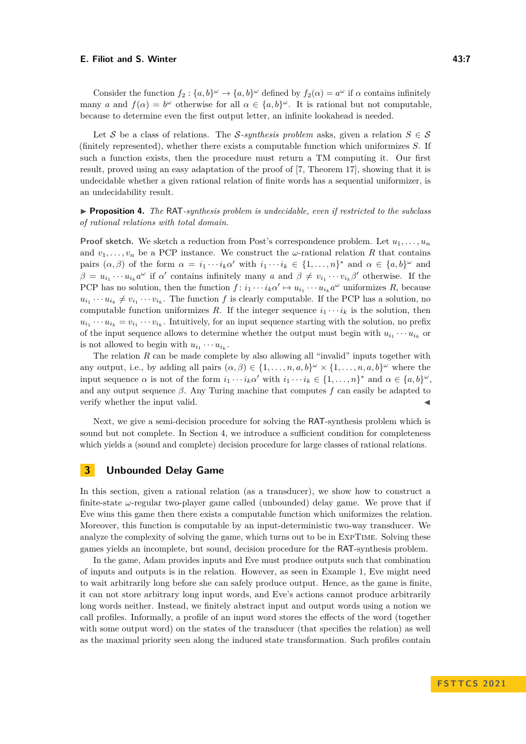Consider the function $f_2 : \{a,b\}^\omega \to \{a,b\}^\omega$ defined by $f_2(\alpha) = a^\omega$ if $\alpha$ contains infinitely many $a$ and $f(\alpha) = b^\omega$ otherwise for all $\alpha \in \{a,b\}^\omega$. It is rational but not computable, because to determine even the first output letter, an infinite lookahead is needed.

Let $\mathcal{S}$ be a class of relations. The $\mathcal{S}$*-synthesis problem* asks, given a relation $S \in \mathcal{S}$ (finitely represented), whether there exists a computable function which uniformizes $S$. If such a function exists, then the procedure must return a TM computing it. Our first result, proved using an easy adaptation of the proof of [7, Theorem 17], showing that it is undecidable whether a given rational relation of finite words has a sequential uniformizer, is an undecidability result.

▶ **Proposition 4.** *The* RAT*-synthesis problem is undecidable, even if restricted to the subclass of rational relations with total domain.*

**Proof sketch.** We sketch a reduction from Post's correspondence problem. Let $u_1, \dots, u_n$ and $v_1, \dots, v_n$ be a PCP instance. We construct the $\omega$-rational relation $R$ that contains pairs $(\alpha, \beta)$ of the form $\alpha = i_1 \cdots i_k \alpha'$ with $i_1 \cdots i_k \in \{1, \dots, n\}^*$ and $\alpha \in \{a,b\}^\omega$ and $\beta = u_{i_1} \cdots u_{i_k} a^\omega$ if $\alpha'$ contains infinitely many $a$ and $\beta \neq v_{i_1} \cdots v_{i_k} \beta'$ otherwise. If the PCP has no solution, then the function $f \colon i_1 \cdots i_k \alpha' \mapsto u_{i_1} \cdots u_{i_k} a^\omega$ uniformizes $R$, because $u_{i_1} \cdots u_{i_k} \neq v_{i_1} \cdots v_{i_k}$. The function $f$ is clearly computable. If the PCP has a solution, no computable function uniformizes $R$. If the integer sequence $i_1 \cdots i_k$ is the solution, then $u_{i_1} \cdots u_{i_k} = v_{i_1} \cdots v_{i_k}$. Intuitively, for an input sequence starting with the solution, no prefix of the input sequence allows to determine whether the output must begin with $u_{i_1} \cdots u_{i_k}$ or is not allowed to begin with $u_{i_1} \cdots u_{i_k}$.

The relation $R$ can be made complete by also allowing all "invalid" inputs together with any output, i.e., by adding all pairs $(\alpha, \beta) \in \{1, \dots, n, a, b\}^\omega \times \{1, \dots, n, a, b\}^\omega$ where the input sequence $\alpha$ is not of the form $i_1 \cdots i_k \alpha'$ with $i_1 \cdots i_k \in \{1, \dots, n\}^*$ and $\alpha \in \{a,b\}^\omega$, and any output sequence $\beta$. Any Turing machine that computes $f$ can easily be adapted to verify whether the input valid. ◀

Next, we give a semi-decision procedure for solving the RAT-synthesis problem which is sound but not complete. In Section 4, we introduce a sufficient condition for completeness which yields a (sound and complete) decision procedure for large classes of rational relations.

## 3 Unbounded Delay Game

In this section, given a rational relation (as a transducer), we show how to construct a finite-state $\omega$-regular two-player game called (unbounded) delay game. We prove that if Eve wins this game then there exists a computable function which uniformizes the relation. Moreover, this function is computable by an input-deterministic two-way transducer. We analyze the complexity of solving the game, which turns out to be in ExpTime. Solving these games yields an incomplete, but sound, decision procedure for the RAT-synthesis problem.

In the game, Adam provides inputs and Eve must produce outputs such that combination of inputs and outputs is in the relation. However, as seen in Example 1, Eve might need to wait arbitrarily long before she can safely produce output. Hence, as the game is finite, it can not store arbitrary long input words, and Eve's actions cannot produce arbitrarily long words neither. Instead, we finitely abstract input and output words using a notion we call profiles. Informally, a profile of an input word stores the effects of the word (together with some output word) on the states of the transducer (that specifies the relation) as well as the maximal priority seen along the induced state transformation. Such profiles contain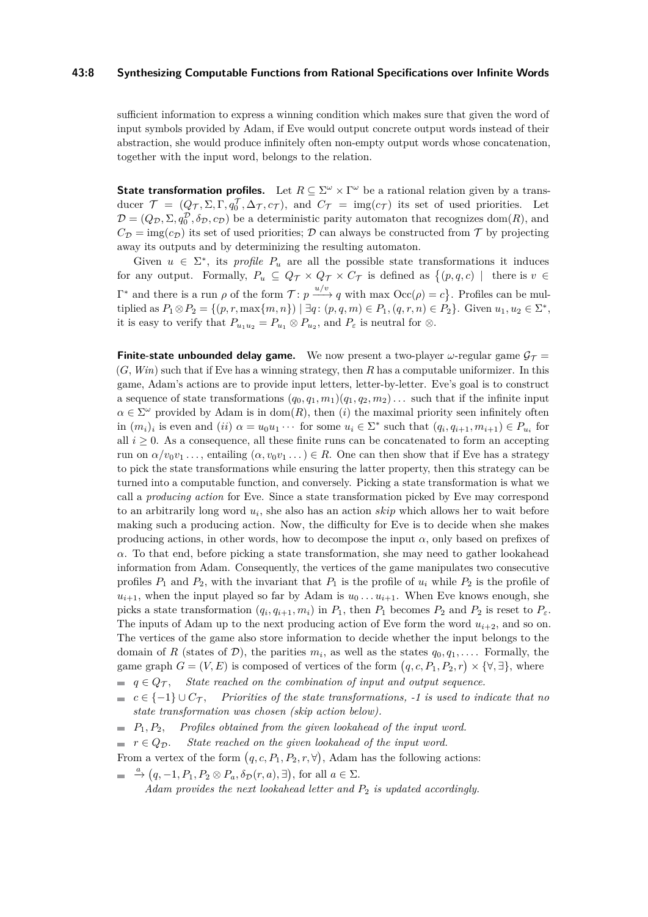sufficient information to express a winning condition which makes sure that given the word of input symbols provided by Adam, if Eve would output concrete output words instead of their abstraction, she would produce infinitely often non-empty output words whose concatenation, together with the input word, belongs to the relation.

**State transformation profiles.** Let $R \subseteq \Sigma^\omega \times \Gamma^\omega$ be a rational relation given by a transducer $\mathcal{T} = (Q_\mathcal{T}, \Sigma, \Gamma, q_0^\mathcal{T}, \Delta_\mathcal{T}, c_\mathcal{T})$, and $C_\mathcal{T} = \mathrm{img}(c_\mathcal{T})$ its set of used priorities. Let $\mathcal{D} = (Q_\mathcal{D}, \Sigma, q_0^\mathcal{D}, \delta_\mathcal{D}, c_\mathcal{D})$ be a deterministic parity automaton that recognizes $\mathrm{dom}(R)$, and $C_\mathcal{D} = \mathrm{img}(c_\mathcal{D})$ its set of used priorities; $\mathcal{D}$ can always be constructed from $\mathcal{T}$ by projecting away its outputs and by determinizing the resulting automaton.

Given $u \in \Sigma^*$, its *profile* $P_u$ are all the possible state transformations it induces for any output. Formally, $P_u \subseteq Q_\mathcal{T} \times Q_\mathcal{T} \times C_\mathcal{T}$ is defined as $\{(p, q, c) \mid$ there is $v \in \Gamma^*$ and there is a run $\rho$ of the form $\mathcal{T} \colon p \xrightarrow{u/v} q$ with $\max \mathrm{Occ}(\rho) = c\}$. Profiles can be multiplied as $P_1 \otimes P_2 = \{(p, r, \max\{m, n\}) \mid \exists q \colon (p, q, m) \in P_1, (q, r, n) \in P_2\}$. Given $u_1, u_2 \in \Sigma^*$, it is easy to verify that $P_{u_1 u_2} = P_{u_1} \otimes P_{u_2}$, and $P_\varepsilon$ is neutral for $\otimes$.

**Finite-state unbounded delay game.** We now present a two-player $\omega$-regular game $\mathcal{G}_\mathcal{T} = (G, \mathit{Win})$ such that if Eve has a winning strategy, then $R$ has a computable uniformizer. In this game, Adam's actions are to provide input letters, letter-by-letter. Eve's goal is to construct a sequence of state transformations $(q_0, q_1, m_1)(q_1, q_2, m_2)\dots$ such that if the infinite input $\alpha \in \Sigma^\omega$ provided by Adam is in $\mathrm{dom}(R)$, then $(i)$ the maximal priority seen infinitely often in $(m_i)_i$ is even and $(ii)$ $\alpha = u_0 u_1 \cdots$ for some $u_i \in \Sigma^*$ such that $(q_i, q_{i+1}, m_{i+1}) \in P_{u_i}$ for all $i \geq 0$. As a consequence, all these finite runs can be concatenated to form an accepting run on $\alpha / v_0 v_1 \dots$, entailing $(\alpha, v_0 v_1 \dots) \in R$. One can then show that if Eve has a strategy to pick the state transformations while ensuring the latter property, then this strategy can be turned into a computable function, and conversely. Picking a state transformation is what we call a *producing action* for Eve. Since a state transformation picked by Eve may correspond to an arbitrarily long word $u_i$, she also has an action *skip* which allows her to wait before making such a producing action. Now, the difficulty for Eve is to decide when she makes producing actions, in other words, how to decompose the input $\alpha$, only based on prefixes of $\alpha$. To that end, before picking a state transformation, she may need to gather lookahead information from Adam. Consequently, the vertices of the game manipulates two consecutive profiles $P_1$ and $P_2$, with the invariant that $P_1$ is the profile of $u_i$ while $P_2$ is the profile of $u_{i+1}$, when the input played so far by Adam is $u_0 \dots u_{i+1}$. When Eve knows enough, she picks a state transformation $(q_i, q_{i+1}, m_i)$ in $P_1$, then $P_1$ becomes $P_2$ and $P_2$ is reset to $P_\varepsilon$. The inputs of Adam up to the next producing action of Eve form the word $u_{i+2}$, and so on. The vertices of the game also store information to decide whether the input belongs to the domain of $R$ (states of $\mathcal{D}$), the parities $m_i$, as well as the states $q_0, q_1, \dots$. Formally, the game graph $G = (V, E)$ is composed of vertices of the form $(q, c, P_1, P_2, r) \times \{\forall, \exists\}$, where

- $q \in Q_\mathcal{T}$, *State reached on the combination of input and output sequence.*
- $c \in \{-1\} \cup C_\mathcal{T}$, *Priorities of the state transformations, -1 is used to indicate that no state transformation was chosen (skip action below).*
- $P_1, P_2$, *Profiles obtained from the given lookahead of the input word.*
- $r \in Q_\mathcal{D}$. *State reached on the given lookahead of the input word.*

From a vertex of the form $(q, c, P_1, P_2, r, \forall)$, Adam has the following actions:

- $\xrightarrow{a} (q, -1, P_1, P_2 \otimes P_a, \delta_\mathcal{D}(r, a), \exists)$, for all $a \in \Sigma$.
  *Adam provides the next lookahead letter and $P_2$ is updated accordingly.*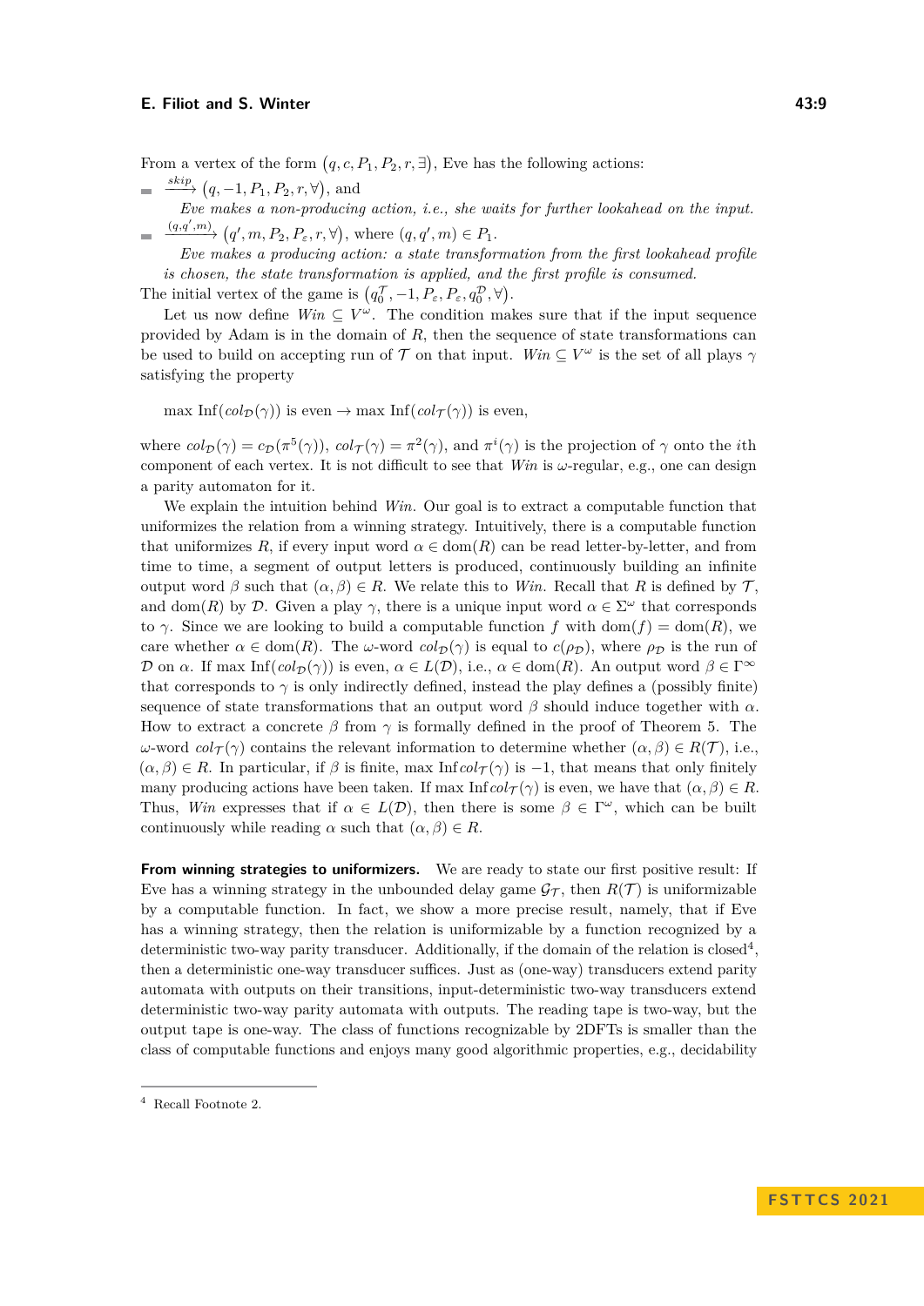From a vertex of the form $(q, c, P_1, P_2, r, \exists)$, Eve has the following actions:

- $\xrightarrow{skip} (q, -1, P_1, P_2, r, \forall)$, and

  *Eve makes a non-producing action, i.e., she waits for further lookahead on the input.*
- $\xrightarrow{(q,q',m)} (q', m, P_2, P_\varepsilon, r, \forall)$, where $(q, q', m) \in P_1$.

  *Eve makes a producing action: a state transformation from the first lookahead profile is chosen, the state transformation is applied, and the first profile is consumed.*

The initial vertex of the game is $(q_0^{\mathcal{T}}, -1, P_\varepsilon, P_\varepsilon, q_0^{\mathcal{D}}, \forall)$.

Let us now define $Win \subseteq V^\omega$. The condition makes sure that if the input sequence provided by Adam is in the domain of $R$, then the sequence of state transformations can be used to build on accepting run of $\mathcal{T}$ on that input. $Win \subseteq V^\omega$ is the set of all plays $\gamma$ satisfying the property

$$\max \operatorname{Inf}(col_{\mathcal{D}}(\gamma)) \text{ is even} \rightarrow \max \operatorname{Inf}(col_{\mathcal{T}}(\gamma)) \text{ is even,}$$

where $col_{\mathcal{D}}(\gamma) = c_{\mathcal{D}}(\pi^5(\gamma))$, $col_{\mathcal{T}}(\gamma) = \pi^2(\gamma)$, and $\pi^i(\gamma)$ is the projection of $\gamma$ onto the $i$th component of each vertex. It is not difficult to see that $Win$ is $\omega$-regular, e.g., one can design a parity automaton for it.

We explain the intuition behind $Win$. Our goal is to extract a computable function that uniformizes the relation from a winning strategy. Intuitively, there is a computable function that uniformizes $R$, if every input word $\alpha \in \operatorname{dom}(R)$ can be read letter-by-letter, and from time to time, a segment of output letters is produced, continuously building an infinite output word $\beta$ such that $(\alpha, \beta) \in R$. We relate this to $Win$. Recall that $R$ is defined by $\mathcal{T}$, and $\operatorname{dom}(R)$ by $\mathcal{D}$. Given a play $\gamma$, there is a unique input word $\alpha \in \Sigma^\omega$ that corresponds to $\gamma$. Since we are looking to build a computable function $f$ with $\operatorname{dom}(f) = \operatorname{dom}(R)$, we care whether $\alpha \in \operatorname{dom}(R)$. The $\omega$-word $col_{\mathcal{D}}(\gamma)$ is equal to $c(\rho_{\mathcal{D}})$, where $\rho_{\mathcal{D}}$ is the run of $\mathcal{D}$ on $\alpha$. If $\max \operatorname{Inf}(col_{\mathcal{D}}(\gamma))$ is even, $\alpha \in L(\mathcal{D})$, i.e., $\alpha \in \operatorname{dom}(R)$. An output word $\beta \in \Gamma^\infty$ that corresponds to $\gamma$ is only indirectly defined, instead the play defines a (possibly finite) sequence of state transformations that an output word $\beta$ should induce together with $\alpha$. How to extract a concrete $\beta$ from $\gamma$ is formally defined in the proof of Theorem 5. The $\omega$-word $col_{\mathcal{T}}(\gamma)$ contains the relevant information to determine whether $(\alpha, \beta) \in R(\mathcal{T})$, i.e., $(\alpha, \beta) \in R$. In particular, if $\beta$ is finite, $\max \operatorname{Inf} col_{\mathcal{T}}(\gamma)$ is $-1$, that means that only finitely many producing actions have been taken. If $\max \operatorname{Inf} col_{\mathcal{T}}(\gamma)$ is even, we have that $(\alpha, \beta) \in R$. Thus, $Win$ expresses that if $\alpha \in L(\mathcal{D})$, then there is some $\beta \in \Gamma^\omega$, which can be built continuously while reading $\alpha$ such that $(\alpha, \beta) \in R$.

**From winning strategies to uniformizers.** We are ready to state our first positive result: If Eve has a winning strategy in the unbounded delay game $\mathcal{G}_{\mathcal{T}}$, then $R(\mathcal{T})$ is uniformizable by a computable function. In fact, we show a more precise result, namely, that if Eve has a winning strategy, then the relation is uniformizable by a function recognized by a deterministic two-way parity transducer. Additionally, if the domain of the relation is closed[4], then a deterministic one-way transducer suffices. Just as (one-way) transducers extend parity automata with outputs on their transitions, input-deterministic two-way transducers extend deterministic two-way parity automata with outputs. The reading tape is two-way, but the output tape is one-way. The class of functions recognizable by 2DFTs is smaller than the class of computable functions and enjoys many good algorithmic properties, e.g., decidability

[4] Recall Footnote 2.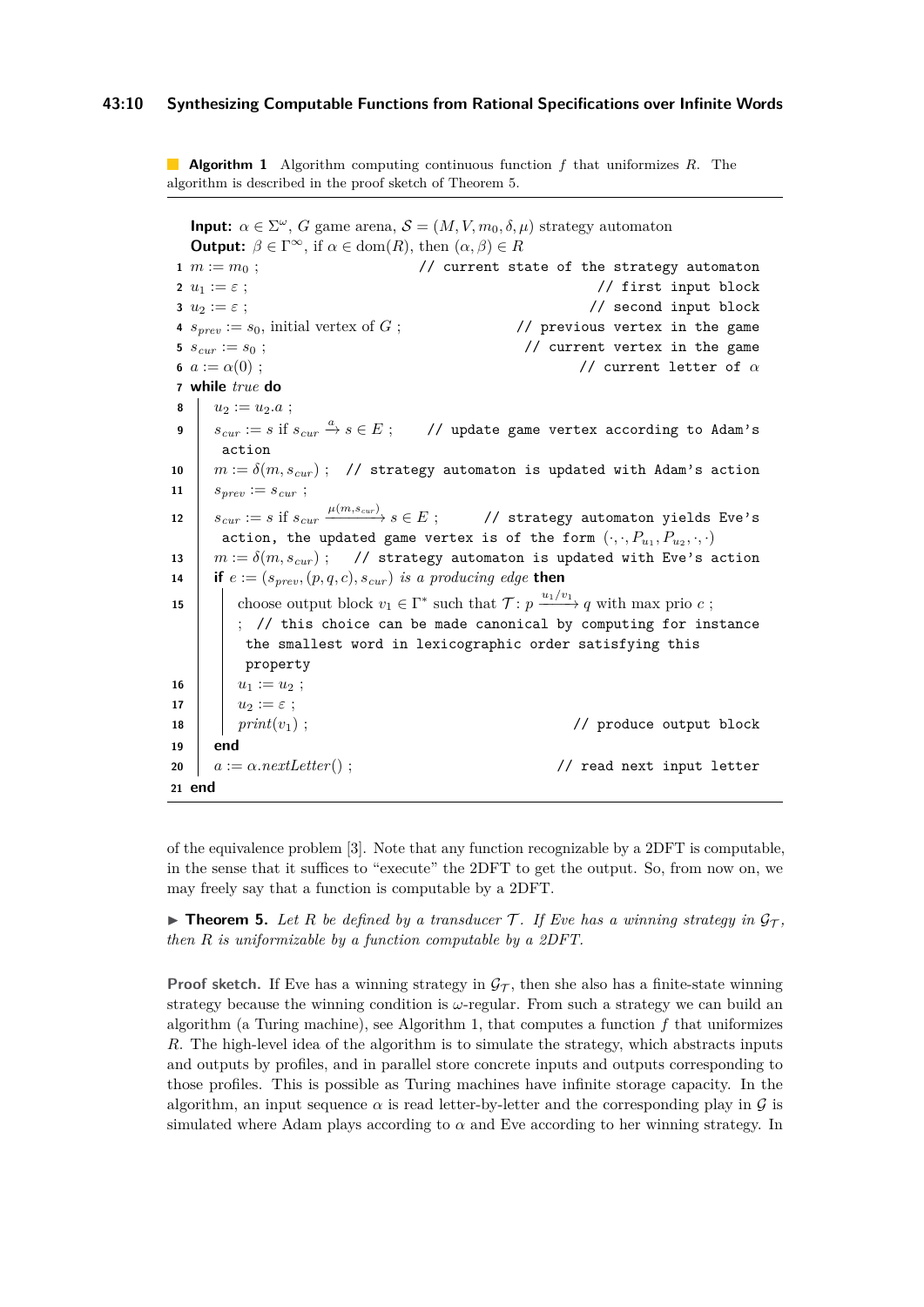**Algorithm 1** Algorithm computing continuous function $f$ that uniformizes $R$. The algorithm is described in the proof sketch of Theorem 5.

**Input:** $\alpha \in \Sigma^\omega$, $G$ game arena, $\mathcal{S} = (M, V, m_0, \delta, \mu)$ strategy automaton
**Output:** $\beta \in \Gamma^\infty$, if $\alpha \in \mathrm{dom}(R)$, then $(\alpha, \beta) \in R$

```
1  m := m_0 ;                              // current state of the strategy automaton
2  u_1 := ε ;                              // first input block
3  u_2 := ε ;                              // second input block
4  s_prev := s_0, initial vertex of G ;    // previous vertex in the game
5  s_cur := s_0 ;                          // current vertex in the game
6  a := α(0) ;                             // current letter of α
7  while true do
8      u_2 := u_2.a ;
9      s_cur := s if s_cur -a-> s ∈ E ;    // update game vertex according to Adam's action
10     m := δ(m, s_cur) ;                  // strategy automaton is updated with Adam's action
11     s_prev := s_cur ;
12     s_cur := s if s_cur -μ(m,s_cur)-> s ∈ E ;   // strategy automaton yields Eve's
           action, the updated game vertex is of the form (·,·,P_{u_1},P_{u_2},·,·)
13     m := δ(m, s_cur) ;                  // strategy automaton is updated with Eve's action
14     if e := (s_prev, (p,q,c), s_cur) is a producing edge then
15         choose output block v_1 ∈ Γ* such that T: p -u_1/v_1-> q with max prio c ;
           ; // this choice can be made canonical by computing for instance
             the smallest word in lexicographic order satisfying this
             property
16         u_1 := u_2 ;
17         u_2 := ε ;
18         print(v_1) ;                    // produce output block
19     end
20     a := α.nextLetter() ;               // read next input letter
21 end
```

of the equivalence problem [3]. Note that any function recognizable by a 2DFT is computable, in the sense that it suffices to "execute" the 2DFT to get the output. So, from now on, we may freely say that a function is computable by a 2DFT.

▶ **Theorem 5.** *Let $R$ be defined by a transducer $\mathcal{T}$. If Eve has a winning strategy in $\mathcal{G}_\mathcal{T}$, then $R$ is uniformizable by a function computable by a 2DFT.*

**Proof sketch.** If Eve has a winning strategy in $\mathcal{G}_\mathcal{T}$, then she also has a finite-state winning strategy because the winning condition is $\omega$-regular. From such a strategy we can build an algorithm (a Turing machine), see Algorithm 1, that computes a function $f$ that uniformizes $R$. The high-level idea of the algorithm is to simulate the strategy, which abstracts inputs and outputs by profiles, and in parallel store concrete inputs and outputs corresponding to those profiles. This is possible as Turing machines have infinite storage capacity. In the algorithm, an input sequence $\alpha$ is read letter-by-letter and the corresponding play in $\mathcal{G}$ is simulated where Adam plays according to $\alpha$ and Eve according to her winning strategy. In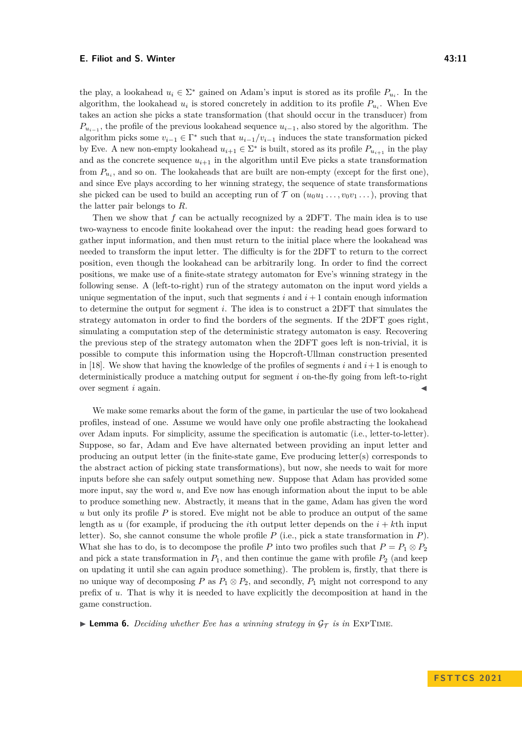the play, a lookahead $u_i \in \Sigma^*$ gained on Adam's input is stored as its profile $P_{u_i}$. In the algorithm, the lookahead $u_i$ is stored concretely in addition to its profile $P_{u_i}$. When Eve takes an action she picks a state transformation (that should occur in the transducer) from $P_{u_{i-1}}$, the profile of the previous lookahead sequence $u_{i-1}$, also stored by the algorithm. The algorithm picks some $v_{i-1} \in \Gamma^*$ such that $u_{i-1}/v_{i-1}$ induces the state transformation picked by Eve. A new non-empty lookahead $u_{i+1} \in \Sigma^*$ is built, stored as its profile $P_{u_{i+1}}$ in the play and as the concrete sequence $u_{i+1}$ in the algorithm until Eve picks a state transformation from $P_{u_i}$, and so on. The lookaheads that are built are non-empty (except for the first one), and since Eve plays according to her winning strategy, the sequence of state transformations she picked can be used to build an accepting run of $\mathcal{T}$ on $(u_0u_1\dots, v_0v_1\dots)$, proving that the latter pair belongs to $R$.

Then we show that $f$ can be actually recognized by a 2DFT. The main idea is to use two-wayness to encode finite lookahead over the input: the reading head goes forward to gather input information, and then must return to the initial place where the lookahead was needed to transform the input letter. The difficulty is for the 2DFT to return to the correct position, even though the lookahead can be arbitrarily long. In order to find the correct positions, we make use of a finite-state strategy automaton for Eve's winning strategy in the following sense. A (left-to-right) run of the strategy automaton on the input word yields a unique segmentation of the input, such that segments $i$ and $i+1$ contain enough information to determine the output for segment $i$. The idea is to construct a 2DFT that simulates the strategy automaton in order to find the borders of the segments. If the 2DFT goes right, simulating a computation step of the deterministic strategy automaton is easy. Recovering the previous step of the strategy automaton when the 2DFT goes left is non-trivial, it is possible to compute this information using the Hopcroft-Ullman construction presented in [18]. We show that having the knowledge of the profiles of segments $i$ and $i+1$ is enough to deterministically produce a matching output for segment $i$ on-the-fly going from left-to-right over segment $i$ again. ◀

We make some remarks about the form of the game, in particular the use of two lookahead profiles, instead of one. Assume we would have only one profile abstracting the lookahead over Adam inputs. For simplicity, assume the specification is automatic (i.e., letter-to-letter). Suppose, so far, Adam and Eve have alternated between providing an input letter and producing an output letter (in the finite-state game, Eve producing letter(s) corresponds to the abstract action of picking state transformations), but now, she needs to wait for more inputs before she can safely output something new. Suppose that Adam has provided some more input, say the word $u$, and Eve now has enough information about the input to be able to produce something new. Abstractly, it means that in the game, Adam has given the word $u$ but only its profile $P$ is stored. Eve might not be able to produce an output of the same length as $u$ (for example, if producing the $i$th output letter depends on the $i+k$th input letter). So, she cannot consume the whole profile $P$ (i.e., pick a state transformation in $P$). What she has to do, is to decompose the profile $P$ into two profiles such that $P = P_1 \otimes P_2$ and pick a state transformation in $P_1$, and then continue the game with profile $P_2$ (and keep on updating it until she can again produce something). The problem is, firstly, that there is no unique way of decomposing $P$ as $P_1 \otimes P_2$, and secondly, $P_1$ might not correspond to any prefix of $u$. That is why it is needed to have explicitly the decomposition at hand in the game construction.

▶ **Lemma 6.** *Deciding whether Eve has a winning strategy in $\mathcal{G}_{\mathcal{T}}$ is in* ExpTime.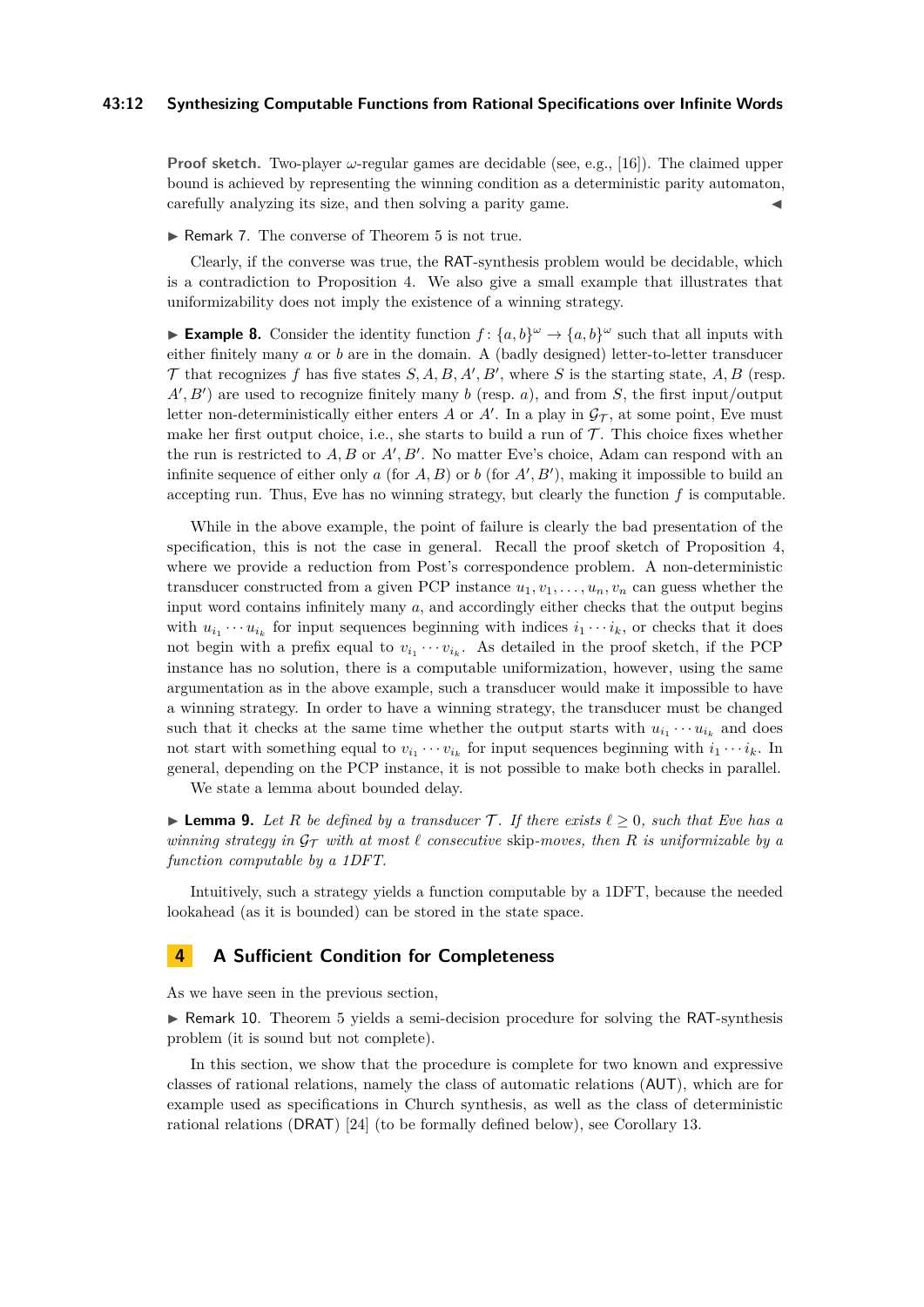**Proof sketch.** Two-player $\omega$-regular games are decidable (see, e.g., [16]). The claimed upper bound is achieved by representing the winning condition as a deterministic parity automaton, carefully analyzing its size, and then solving a parity game. ◀

▶ Remark 7. The converse of Theorem 5 is not true.

Clearly, if the converse was true, the RAT-synthesis problem would be decidable, which is a contradiction to Proposition 4. We also give a small example that illustrates that uniformizability does not imply the existence of a winning strategy.

▶ **Example 8.** Consider the identity function $f\colon \{a,b\}^\omega \to \{a,b\}^\omega$ such that all inputs with either finitely many $a$ or $b$ are in the domain. A (badly designed) letter-to-letter transducer $\mathcal{T}$ that recognizes $f$ has five states $S, A, B, A', B'$, where $S$ is the starting state, $A, B$ (resp. $A', B'$) are used to recognize finitely many $b$ (resp. $a$), and from $S$, the first input/output letter non-deterministically either enters $A$ or $A'$. In a play in $\mathcal{G}_\mathcal{T}$, at some point, Eve must make her first output choice, i.e., she starts to build a run of $\mathcal{T}$. This choice fixes whether the run is restricted to $A, B$ or $A', B'$. No matter Eve's choice, Adam can respond with an infinite sequence of either only $a$ (for $A, B$) or $b$ (for $A', B'$), making it impossible to build an accepting run. Thus, Eve has no winning strategy, but clearly the function $f$ is computable.

While in the above example, the point of failure is clearly the bad presentation of the specification, this is not the case in general. Recall the proof sketch of Proposition 4, where we provide a reduction from Post's correspondence problem. A non-deterministic transducer constructed from a given PCP instance $u_1, v_1, \ldots, u_n, v_n$ can guess whether the input word contains infinitely many $a$, and accordingly either checks that the output begins with $u_{i_1} \cdots u_{i_k}$ for input sequences beginning with indices $i_1 \cdots i_k$, or checks that it does not begin with a prefix equal to $v_{i_1} \cdots v_{i_k}$. As detailed in the proof sketch, if the PCP instance has no solution, there is a computable uniformization, however, using the same argumentation as in the above example, such a transducer would make it impossible to have a winning strategy. In order to have a winning strategy, the transducer must be changed such that it checks at the same time whether the output starts with $u_{i_1} \cdots u_{i_k}$ and does not start with something equal to $v_{i_1} \cdots v_{i_k}$ for input sequences beginning with $i_1 \cdots i_k$. In general, depending on the PCP instance, it is not possible to make both checks in parallel.

We state a lemma about bounded delay.

▶ **Lemma 9.** *Let $R$ be defined by a transducer $\mathcal{T}$. If there exists $\ell \geq 0$, such that Eve has a winning strategy in $\mathcal{G}_\mathcal{T}$ with at most $\ell$ consecutive* skip*-moves, then $R$ is uniformizable by a function computable by a 1DFT.*

Intuitively, such a strategy yields a function computable by a 1DFT, because the needed lookahead (as it is bounded) can be stored in the state space.

## 4 A Sufficient Condition for Completeness

As we have seen in the previous section,

▶ Remark 10. Theorem 5 yields a semi-decision procedure for solving the RAT-synthesis problem (it is sound but not complete).

In this section, we show that the procedure is complete for two known and expressive classes of rational relations, namely the class of automatic relations (AUT), which are for example used as specifications in Church synthesis, as well as the class of deterministic rational relations (DRAT) [24] (to be formally defined below), see Corollary 13.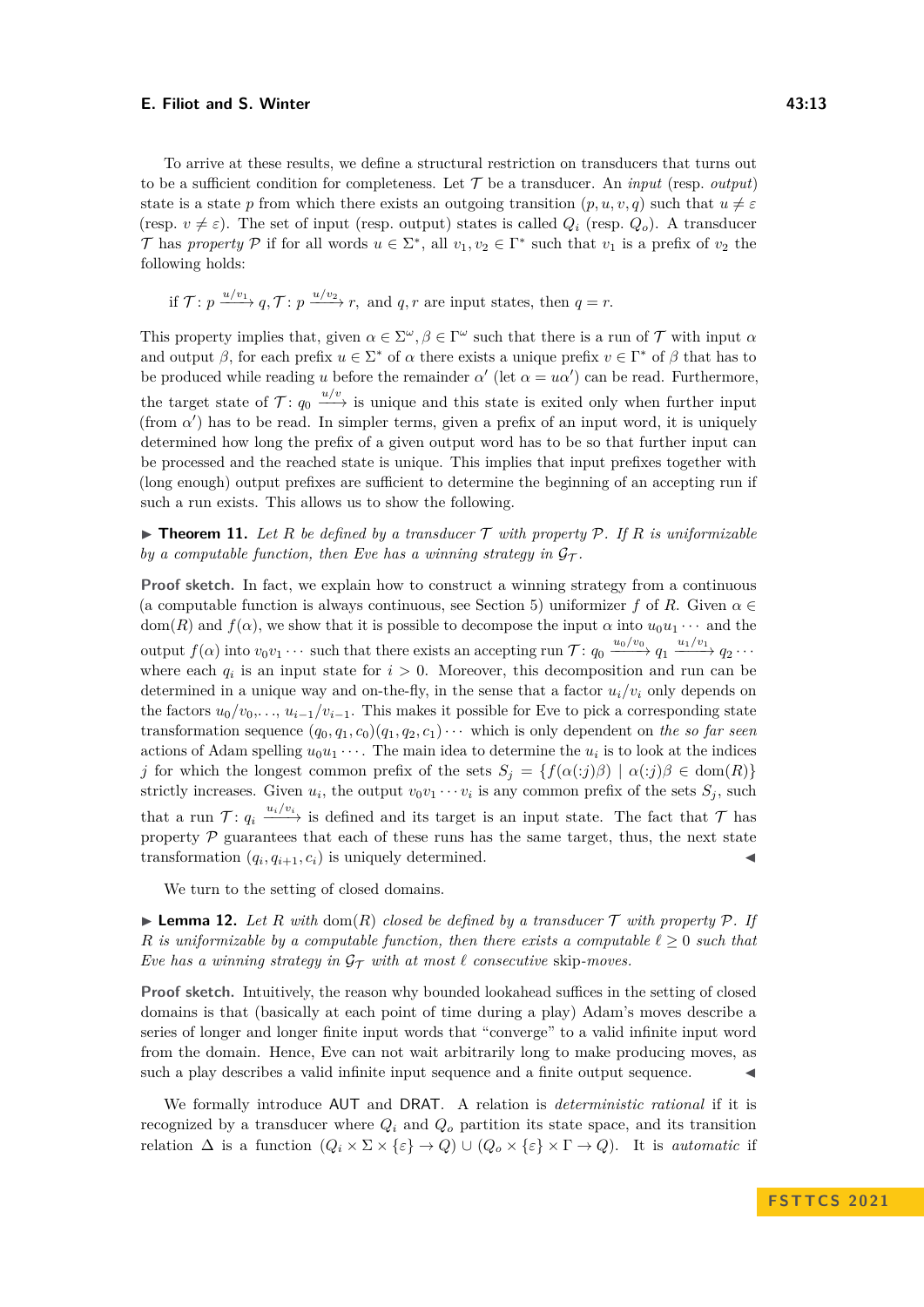To arrive at these results, we define a structural restriction on transducers that turns out to be a sufficient condition for completeness. Let $\mathcal{T}$ be a transducer. An *input* (resp. *output*) state is a state $p$ from which there exists an outgoing transition $(p, u, v, q)$ such that $u \neq \varepsilon$ (resp. $v \neq \varepsilon$). The set of input (resp. output) states is called $Q_i$ (resp. $Q_o$). A transducer $\mathcal{T}$ has *property* $\mathcal{P}$ if for all words $u \in \Sigma^*$, all $v_1, v_2 \in \Gamma^*$ such that $v_1$ is a prefix of $v_2$ the following holds:

$$\text{if } \mathcal{T}\colon p \xrightarrow{u/v_1} q, \mathcal{T}\colon p \xrightarrow{u/v_2} r, \text{ and } q, r \text{ are input states, then } q = r.$$

This property implies that, given $\alpha \in \Sigma^\omega, \beta \in \Gamma^\omega$ such that there is a run of $\mathcal{T}$ with input $\alpha$ and output $\beta$, for each prefix $u \in \Sigma^*$ of $\alpha$ there exists a unique prefix $v \in \Gamma^*$ of $\beta$ that has to be produced while reading $u$ before the remainder $\alpha'$ (let $\alpha = u\alpha'$) can be read. Furthermore, the target state of $\mathcal{T}\colon q_0 \xrightarrow{u/v}$ is unique and this state is exited only when further input (from $\alpha'$) has to be read. In simpler terms, given a prefix of an input word, it is uniquely determined how long the prefix of a given output word has to be so that further input can be processed and the reached state is unique. This implies that input prefixes together with (long enough) output prefixes are sufficient to determine the beginning of an accepting run if such a run exists. This allows us to show the following.

▶ **Theorem 11.** *Let $R$ be defined by a transducer $\mathcal{T}$ with property $\mathcal{P}$. If $R$ is uniformizable by a computable function, then Eve has a winning strategy in $\mathcal{G}_\mathcal{T}$.*

**Proof sketch.** In fact, we explain how to construct a winning strategy from a continuous (a computable function is always continuous, see Section 5) uniformizer $f$ of $R$. Given $\alpha \in \text{dom}(R)$ and $f(\alpha)$, we show that it is possible to decompose the input $\alpha$ into $u_0u_1\cdots$ and the output $f(\alpha)$ into $v_0v_1\cdots$ such that there exists an accepting run $\mathcal{T}\colon q_0 \xrightarrow{u_0/v_0} q_1 \xrightarrow{u_1/v_1} q_2 \cdots$ where each $q_i$ is an input state for $i > 0$. Moreover, this decomposition and run can be determined in a unique way and on-the-fly, in the sense that a factor $u_i/v_i$ only depends on the factors $u_0/v_0, \ldots, u_{i-1}/v_{i-1}$. This makes it possible for Eve to pick a corresponding state transformation sequence $(q_0, q_1, c_0)(q_1, q_2, c_1)\cdots$ which is only dependent on *the so far seen* actions of Adam spelling $u_0u_1\cdots$. The main idea to determine the $u_i$ is to look at the indices $j$ for which the longest common prefix of the sets $S_j = \{f(\alpha(:j)\beta) \mid \alpha(:j)\beta \in \text{dom}(R)\}$ strictly increases. Given $u_i$, the output $v_0v_1\cdots v_i$ is any common prefix of the sets $S_j$, such that a run $\mathcal{T}\colon q_i \xrightarrow{u_i/v_i}$ is defined and its target is an input state. The fact that $\mathcal{T}$ has property $\mathcal{P}$ guarantees that each of these runs has the same target, thus, the next state transformation $(q_i, q_{i+1}, c_i)$ is uniquely determined. ◀

We turn to the setting of closed domains.

▶ **Lemma 12.** *Let $R$ with $\text{dom}(R)$ closed be defined by a transducer $\mathcal{T}$ with property $\mathcal{P}$. If $R$ is uniformizable by a computable function, then there exists a computable $\ell \geq 0$ such that Eve has a winning strategy in $\mathcal{G}_\mathcal{T}$ with at most $\ell$ consecutive* skip*-moves.*

**Proof sketch.** Intuitively, the reason why bounded lookahead suffices in the setting of closed domains is that (basically at each point of time during a play) Adam's moves describe a series of longer and longer finite input words that "converge" to a valid infinite input word from the domain. Hence, Eve can not wait arbitrarily long to make producing moves, as such a play describes a valid infinite input sequence and a finite output sequence. ◀

We formally introduce AUT and DRAT. A relation is *deterministic rational* if it is recognized by a transducer where $Q_i$ and $Q_o$ partition its state space, and its transition relation $\Delta$ is a function $(Q_i \times \Sigma \times \{\varepsilon\} \to Q) \cup (Q_o \times \{\varepsilon\} \times \Gamma \to Q)$. It is *automatic* if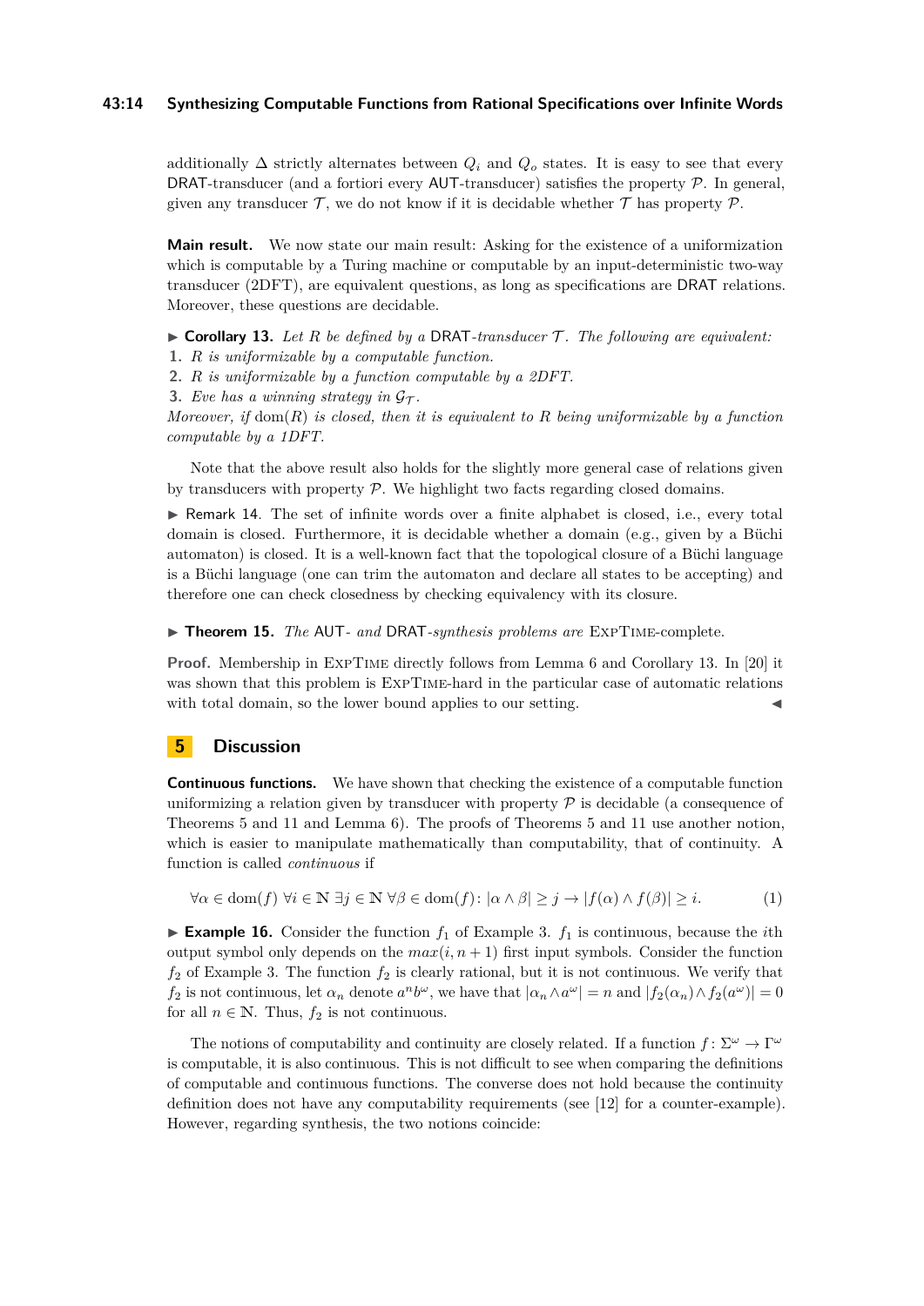additionally $\Delta$ strictly alternates between $Q_i$ and $Q_o$ states. It is easy to see that every DRAT-transducer (and a fortiori every AUT-transducer) satisfies the property $\mathcal{P}$. In general, given any transducer $\mathcal{T}$, we do not know if it is decidable whether $\mathcal{T}$ has property $\mathcal{P}$.

**Main result.** We now state our main result: Asking for the existence of a uniformization which is computable by a Turing machine or computable by an input-deterministic two-way transducer (2DFT), are equivalent questions, as long as specifications are DRAT relations. Moreover, these questions are decidable.

▶ **Corollary 13.** *Let $R$ be defined by a DRAT-transducer $\mathcal{T}$. The following are equivalent:*

1. *$R$ is uniformizable by a computable function.*
2. *$R$ is uniformizable by a function computable by a 2DFT.*
3. *Eve has a winning strategy in $\mathcal{G}_{\mathcal{T}}$.*

*Moreover, if $\mathrm{dom}(R)$ is closed, then it is equivalent to $R$ being uniformizable by a function computable by a 1DFT.*

Note that the above result also holds for the slightly more general case of relations given by transducers with property $\mathcal{P}$. We highlight two facts regarding closed domains.

▶ Remark 14. The set of infinite words over a finite alphabet is closed, i.e., every total domain is closed. Furthermore, it is decidable whether a domain (e.g., given by a Büchi automaton) is closed. It is a well-known fact that the topological closure of a Büchi language is a Büchi language (one can trim the automaton and declare all states to be accepting) and therefore one can check closedness by checking equivalency with its closure.

▶ **Theorem 15.** *The AUT- and DRAT-synthesis problems are* ExpTime*-complete.*

**Proof.** Membership in ExpTime directly follows from Lemma 6 and Corollary 13. In [20] it was shown that this problem is ExpTime-hard in the particular case of automatic relations with total domain, so the lower bound applies to our setting. ◀

## 5 Discussion

**Continuous functions.** We have shown that checking the existence of a computable function uniformizing a relation given by transducer with property $\mathcal{P}$ is decidable (a consequence of Theorems 5 and 11 and Lemma 6). The proofs of Theorems 5 and 11 use another notion, which is easier to manipulate mathematically than computability, that of continuity. A function is called *continuous* if

$$\forall \alpha \in \mathrm{dom}(f)\ \forall i \in \mathbb{N}\ \exists j \in \mathbb{N}\ \forall \beta \in \mathrm{dom}(f)\colon |\alpha \wedge \beta| \geq j \rightarrow |f(\alpha) \wedge f(\beta)| \geq i. \tag{1}$$

▶ **Example 16.** Consider the function $f_1$ of Example 3. $f_1$ is continuous, because the $i$th output symbol only depends on the $max(i, n+1)$ first input symbols. Consider the function $f_2$ of Example 3. The function $f_2$ is clearly rational, but it is not continuous. We verify that $f_2$ is not continuous, let $\alpha_n$ denote $a^n b^\omega$, we have that $|\alpha_n \wedge a^\omega| = n$ and $|f_2(\alpha_n) \wedge f_2(a^\omega)| = 0$ for all $n \in \mathbb{N}$. Thus, $f_2$ is not continuous.

The notions of computability and continuity are closely related. If a function $f\colon \Sigma^\omega \to \Gamma^\omega$ is computable, it is also continuous. This is not difficult to see when comparing the definitions of computable and continuous functions. The converse does not hold because the continuity definition does not have any computability requirements (see [12] for a counter-example). However, regarding synthesis, the two notions coincide: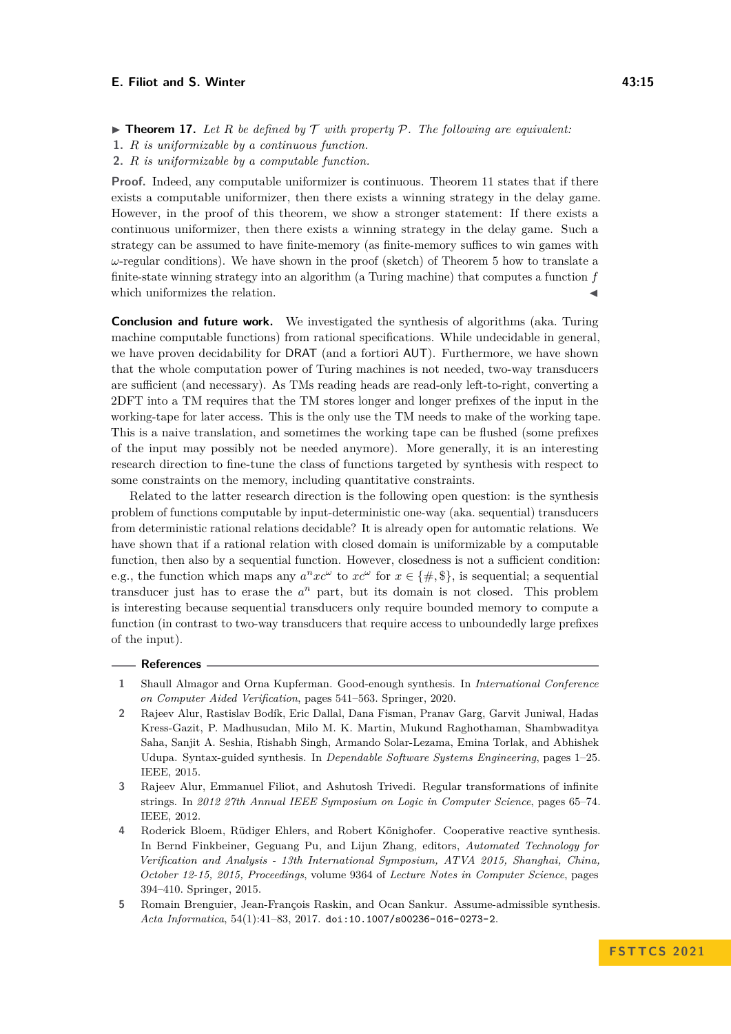▶ **Theorem 17.** *Let $R$ be defined by $\mathcal{T}$ with property $\mathcal{P}$. The following are equivalent:*

1. *$R$ is uniformizable by a continuous function.*
2. *$R$ is uniformizable by a computable function.*

**Proof.** Indeed, any computable uniformizer is continuous. Theorem 11 states that if there exists a computable uniformizer, then there exists a winning strategy in the delay game. However, in the proof of this theorem, we show a stronger statement: If there exists a continuous uniformizer, then there exists a winning strategy in the delay game. Such a strategy can be assumed to have finite-memory (as finite-memory suffices to win games with $\omega$-regular conditions). We have shown in the proof (sketch) of Theorem 5 how to translate a finite-state winning strategy into an algorithm (a Turing machine) that computes a function $f$ which uniformizes the relation. ◀

**Conclusion and future work.** We investigated the synthesis of algorithms (aka. Turing machine computable functions) from rational specifications. While undecidable in general, we have proven decidability for DRAT (and a fortiori AUT). Furthermore, we have shown that the whole computation power of Turing machines is not needed, two-way transducers are sufficient (and necessary). As TMs reading heads are read-only left-to-right, converting a 2DFT into a TM requires that the TM stores longer and longer prefixes of the input in the working-tape for later access. This is the only use the TM needs to make of the working tape. This is a naive translation, and sometimes the working tape can be flushed (some prefixes of the input may possibly not be needed anymore). More generally, it is an interesting research direction to fine-tune the class of functions targeted by synthesis with respect to some constraints on the memory, including quantitative constraints.

Related to the latter research direction is the following open question: is the synthesis problem of functions computable by input-deterministic one-way (aka. sequential) transducers from deterministic rational relations decidable? It is already open for automatic relations. We have shown that if a rational relation with closed domain is uniformizable by a computable function, then also by a sequential function. However, closedness is not a sufficient condition: e.g., the function which maps any $a^n x c^\omega$ to $x c^\omega$ for $x \in \{\#, \$\}$, is sequential; a sequential transducer just has to erase the $a^n$ part, but its domain is not closed. This problem is interesting because sequential transducers only require bounded memory to compute a function (in contrast to two-way transducers that require access to unboundedly large prefixes of the input).

## References

1. Shaull Almagor and Orna Kupferman. Good-enough synthesis. In *International Conference on Computer Aided Verification*, pages 541–563. Springer, 2020.
2. Rajeev Alur, Rastislav Bodík, Eric Dallal, Dana Fisman, Pranav Garg, Garvit Juniwal, Hadas Kress-Gazit, P. Madhusudan, Milo M. K. Martin, Mukund Raghothaman, Shambwaditya Saha, Sanjit A. Seshia, Rishabh Singh, Armando Solar-Lezama, Emina Torlak, and Abhishek Udupa. Syntax-guided synthesis. In *Dependable Software Systems Engineering*, pages 1–25. IEEE, 2015.
3. Rajeev Alur, Emmanuel Filiot, and Ashutosh Trivedi. Regular transformations of infinite strings. In *2012 27th Annual IEEE Symposium on Logic in Computer Science*, pages 65–74. IEEE, 2012.
4. Roderick Bloem, Rüdiger Ehlers, and Robert Könighofer. Cooperative reactive synthesis. In Bernd Finkbeiner, Geguang Pu, and Lijun Zhang, editors, *Automated Technology for Verification and Analysis - 13th International Symposium, ATVA 2015, Shanghai, China, October 12-15, 2015, Proceedings*, volume 9364 of *Lecture Notes in Computer Science*, pages 394–410. Springer, 2015.
5. Romain Brenguier, Jean-François Raskin, and Ocan Sankur. Assume-admissible synthesis. *Acta Informatica*, 54(1):41–83, 2017. doi:10.1007/s00236-016-0273-2.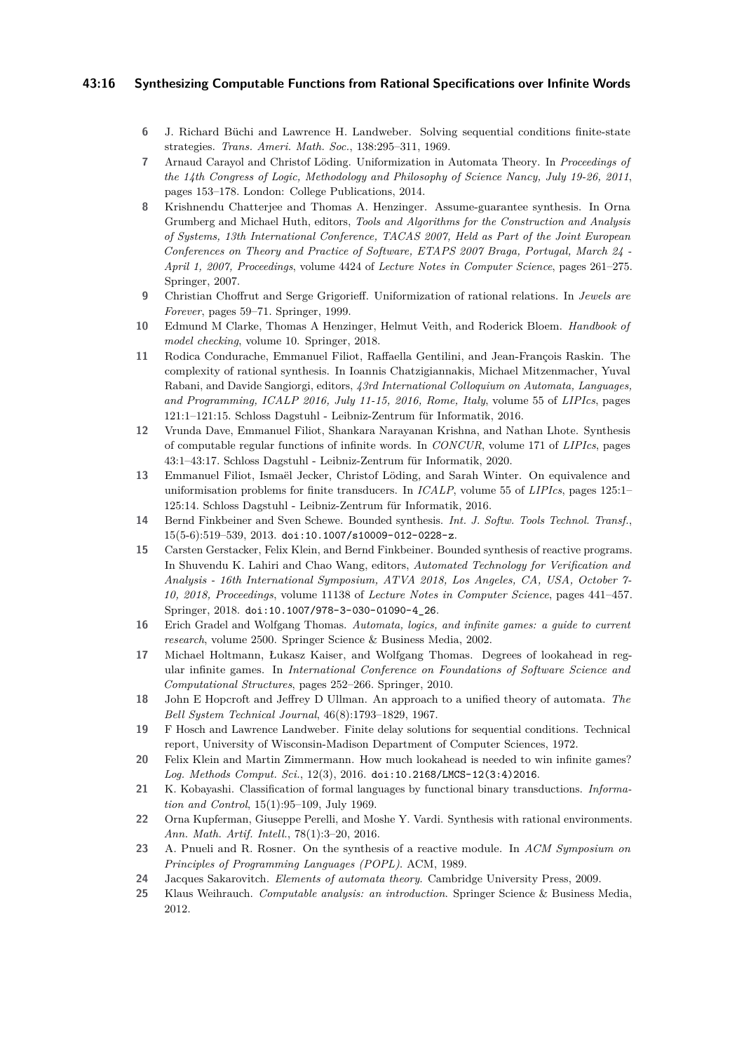6 J. Richard Büchi and Lawrence H. Landweber. Solving sequential conditions finite-state strategies. *Trans. Ameri. Math. Soc.*, 138:295–311, 1969.

7 Arnaud Carayol and Christof Löding. Uniformization in Automata Theory. In *Proceedings of the 14th Congress of Logic, Methodology and Philosophy of Science Nancy, July 19-26, 2011*, pages 153–178. London: College Publications, 2014.

8 Krishnendu Chatterjee and Thomas A. Henzinger. Assume-guarantee synthesis. In Orna Grumberg and Michael Huth, editors, *Tools and Algorithms for the Construction and Analysis of Systems, 13th International Conference, TACAS 2007, Held as Part of the Joint European Conferences on Theory and Practice of Software, ETAPS 2007 Braga, Portugal, March 24 - April 1, 2007, Proceedings*, volume 4424 of *Lecture Notes in Computer Science*, pages 261–275. Springer, 2007.

9 Christian Choffrut and Serge Grigorieff. Uniformization of rational relations. In *Jewels are Forever*, pages 59–71. Springer, 1999.

10 Edmund M Clarke, Thomas A Henzinger, Helmut Veith, and Roderick Bloem. *Handbook of model checking*, volume 10. Springer, 2018.

11 Rodica Condurache, Emmanuel Filiot, Raffaella Gentilini, and Jean-François Raskin. The complexity of rational synthesis. In Ioannis Chatzigiannakis, Michael Mitzenmacher, Yuval Rabani, and Davide Sangiorgi, editors, *43rd International Colloquium on Automata, Languages, and Programming, ICALP 2016, July 11-15, 2016, Rome, Italy*, volume 55 of *LIPIcs*, pages 121:1–121:15. Schloss Dagstuhl - Leibniz-Zentrum für Informatik, 2016.

12 Vrunda Dave, Emmanuel Filiot, Shankara Narayanan Krishna, and Nathan Lhote. Synthesis of computable regular functions of infinite words. In *CONCUR*, volume 171 of *LIPIcs*, pages 43:1–43:17. Schloss Dagstuhl - Leibniz-Zentrum für Informatik, 2020.

13 Emmanuel Filiot, Ismaël Jecker, Christof Löding, and Sarah Winter. On equivalence and uniformisation problems for finite transducers. In *ICALP*, volume 55 of *LIPIcs*, pages 125:1–125:14. Schloss Dagstuhl - Leibniz-Zentrum für Informatik, 2016.

14 Bernd Finkbeiner and Sven Schewe. Bounded synthesis. *Int. J. Softw. Tools Technol. Transf.*, 15(5-6):519–539, 2013. doi:10.1007/s10009-012-0228-z.

15 Carsten Gerstacker, Felix Klein, and Bernd Finkbeiner. Bounded synthesis of reactive programs. In Shuvendu K. Lahiri and Chao Wang, editors, *Automated Technology for Verification and Analysis - 16th International Symposium, ATVA 2018, Los Angeles, CA, USA, October 7-10, 2018, Proceedings*, volume 11138 of *Lecture Notes in Computer Science*, pages 441–457. Springer, 2018. doi:10.1007/978-3-030-01090-4_26.

16 Erich Gradel and Wolfgang Thomas. *Automata, logics, and infinite games: a guide to current research*, volume 2500. Springer Science & Business Media, 2002.

17 Michael Holtmann, Łukasz Kaiser, and Wolfgang Thomas. Degrees of lookahead in regular infinite games. In *International Conference on Foundations of Software Science and Computational Structures*, pages 252–266. Springer, 2010.

18 John E Hopcroft and Jeffrey D Ullman. An approach to a unified theory of automata. *The Bell System Technical Journal*, 46(8):1793–1829, 1967.

19 F Hosch and Lawrence Landweber. Finite delay solutions for sequential conditions. Technical report, University of Wisconsin-Madison Department of Computer Sciences, 1972.

20 Felix Klein and Martin Zimmermann. How much lookahead is needed to win infinite games? *Log. Methods Comput. Sci.*, 12(3), 2016. doi:10.2168/LMCS-12(3:4)2016.

21 K. Kobayashi. Classification of formal languages by functional binary transductions. *Information and Control*, 15(1):95–109, July 1969.

22 Orna Kupferman, Giuseppe Perelli, and Moshe Y. Vardi. Synthesis with rational environments. *Ann. Math. Artif. Intell.*, 78(1):3–20, 2016.

23 A. Pnueli and R. Rosner. On the synthesis of a reactive module. In *ACM Symposium on Principles of Programming Languages (POPL)*. ACM, 1989.

24 Jacques Sakarovitch. *Elements of automata theory*. Cambridge University Press, 2009.

25 Klaus Weihrauch. *Computable analysis: an introduction*. Springer Science & Business Media, 2012.